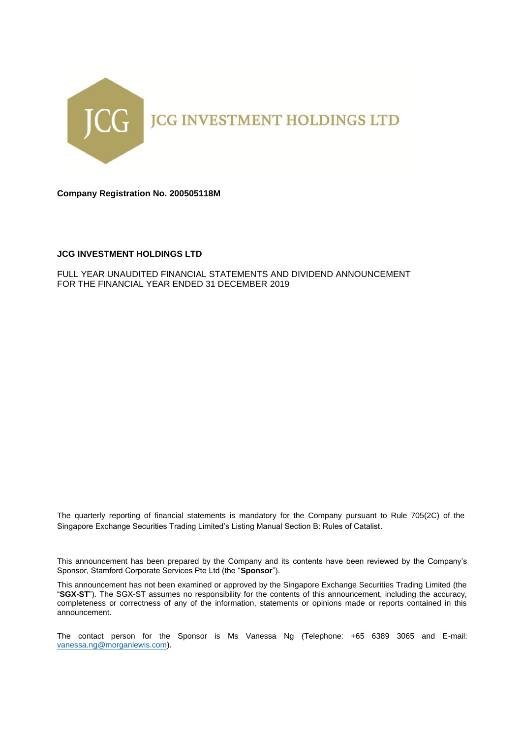# JCG INVESTMENT HOLDINGS LTD

**Company Registration No. 200505118M**

**JCG INVESTMENT HOLDINGS LTD**

FULL YEAR UNAUDITED FINANCIAL STATEMENTS AND DIVIDEND ANNOUNCEMENT
FOR THE FINANCIAL YEAR ENDED 31 DECEMBER 2019

The quarterly reporting of financial statements is mandatory for the Company pursuant to Rule 705(2C) of the Singapore Exchange Securities Trading Limited's Listing Manual Section B: Rules of Catalist.

This announcement has been prepared by the Company and its contents have been reviewed by the Company's Sponsor, Stamford Corporate Services Pte Ltd (the "**Sponsor**").

This announcement has not been examined or approved by the Singapore Exchange Securities Trading Limited (the "**SGX-ST**"). The SGX-ST assumes no responsibility for the contents of this announcement, including the accuracy, completeness or correctness of any of the information, statements or opinions made or reports contained in this announcement.

The contact person for the Sponsor is Ms Vanessa Ng (Telephone: +65 6389 3065 and E-mail: vanessa.ng@morganlewis.com).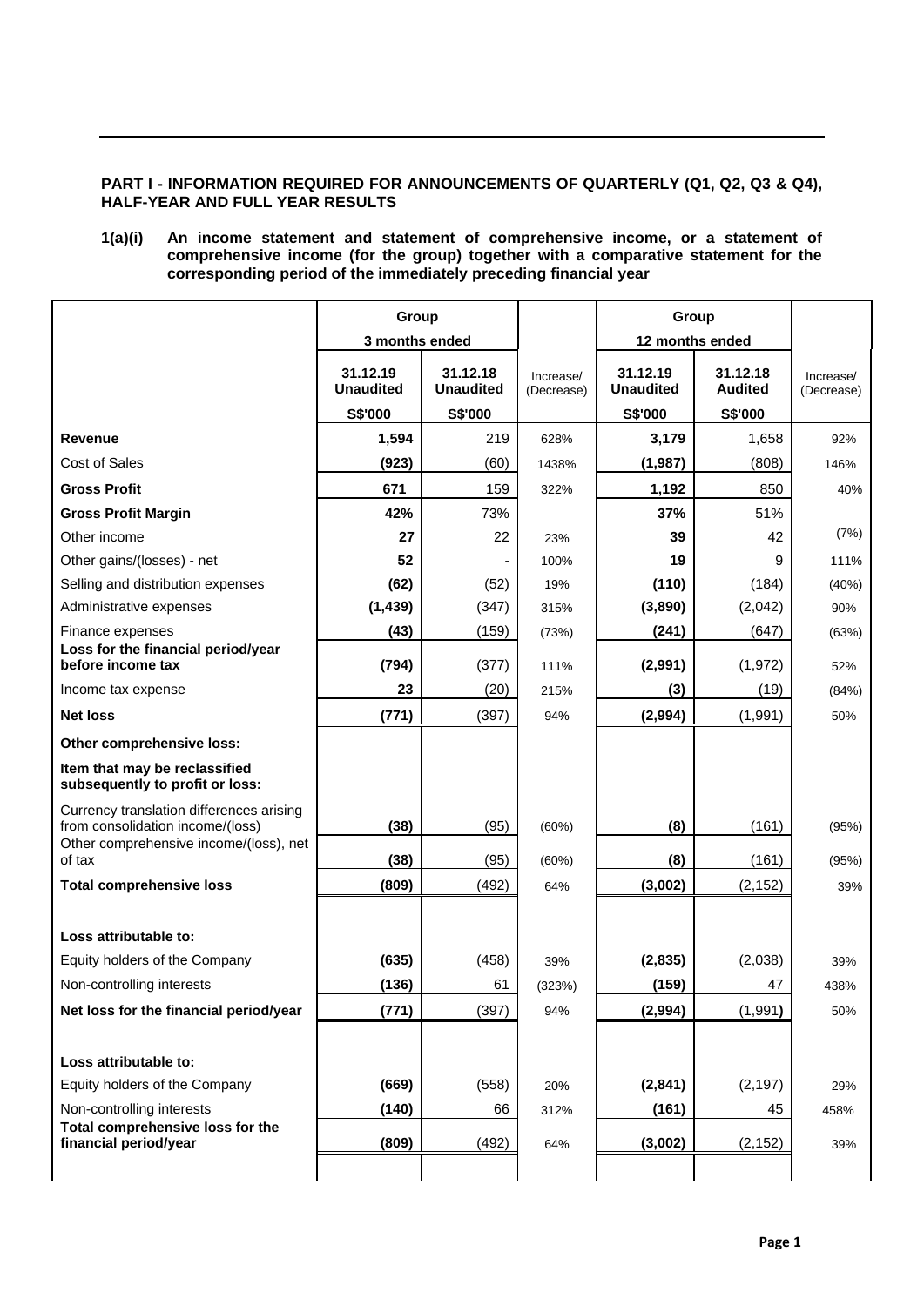**PART I - INFORMATION REQUIRED FOR ANNOUNCEMENTS OF QUARTERLY (Q1, Q2, Q3 & Q4), HALF-YEAR AND FULL YEAR RESULTS**

**1(a)(i) An income statement and statement of comprehensive income, or a statement of comprehensive income (for the group) together with a comparative statement for the corresponding period of the immediately preceding financial year**

| | Group | | | Group | | |
|---|---|---|---|---|---|---|
| | 3 months ended | | | 12 months ended | | |
| | 31.12.19 Unaudited | 31.12.18 Unaudited | Increase/ (Decrease) | 31.12.19 Unaudited | 31.12.18 Audited | Increase/ (Decrease) |
| | S$'000 | S$'000 | | S$'000 | S$'000 | |
| **Revenue** | **1,594** | 219 | 628% | **3,179** | 1,658 | 92% |
| Cost of Sales | **(923)** | (60) | 1438% | **(1,987)** | (808) | 146% |
| **Gross Profit** | **671** | 159 | 322% | **1,192** | 850 | 40% |
| **Gross Profit Margin** | **42%** | 73% | | **37%** | 51% | |
| Other income | **27** | 22 | 23% | **39** | 42 | (7%) |
| Other gains/(losses) - net | **52** | - | 100% | **19** | 9 | 111% |
| Selling and distribution expenses | **(62)** | (52) | 19% | **(110)** | (184) | (40%) |
| Administrative expenses | **(1,439)** | (347) | 315% | **(3,890)** | (2,042) | 90% |
| Finance expenses | **(43)** | (159) | (73%) | **(241)** | (647) | (63%) |
| **Loss for the financial period/year before income tax** | **(794)** | (377) | 111% | **(2,991)** | (1,972) | 52% |
| Income tax expense | **23** | (20) | 215% | **(3)** | (19) | (84%) |
| **Net loss** | **(771)** | (397) | 94% | **(2,994)** | (1,991) | 50% |
| **Other comprehensive loss:** | | | | | | |
| **Item that may be reclassified subsequently to profit or loss:** | | | | | | |
| Currency translation differences arising from consolidation income/(loss) | **(38)** | (95) | (60%) | **(8)** | (161) | (95%) |
| Other comprehensive income/(loss), net of tax | **(38)** | (95) | (60%) | **(8)** | (161) | (95%) |
| **Total comprehensive loss** | **(809)** | (492) | 64% | **(3,002)** | (2,152) | 39% |
| | | | | | | |
| **Loss attributable to:** | | | | | | |
| Equity holders of the Company | **(635)** | (458) | 39% | **(2,835)** | (2,038) | 39% |
| Non-controlling interests | **(136)** | 61 | (323%) | **(159)** | 47 | 438% |
| **Net loss for the financial period/year** | **(771)** | (397) | 94% | **(2,994)** | (1,991) | 50% |
| | | | | | | |
| **Loss attributable to:** | | | | | | |
| Equity holders of the Company | **(669)** | (558) | 20% | **(2,841)** | (2,197) | 29% |
| Non-controlling interests | **(140)** | 66 | 312% | **(161)** | 45 | 458% |
| **Total comprehensive loss for the financial period/year** | **(809)** | (492) | 64% | **(3,002)** | (2,152) | 39% |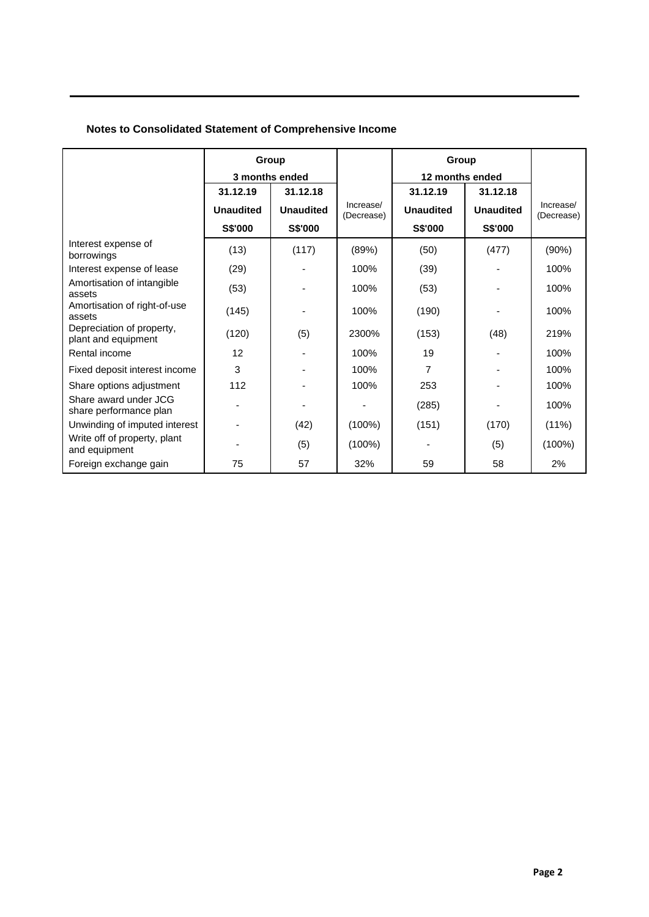**Notes to Consolidated Statement of Comprehensive Income**

| | Group | | | Group | | |
|---|---|---|---|---|---|---|
| | 3 months ended | | | 12 months ended | | |
| | 31.12.19 | 31.12.18 | Increase/ (Decrease) | 31.12.19 | 31.12.18 | Increase/ (Decrease) |
| | Unaudited | Unaudited | | Unaudited | Unaudited | |
| | S$'000 | S$'000 | | S$'000 | S$'000 | |
| Interest expense of borrowings | (13) | (117) | (89%) | (50) | (477) | (90%) |
| Interest expense of lease | (29) | - | 100% | (39) | - | 100% |
| Amortisation of intangible assets | (53) | - | 100% | (53) | - | 100% |
| Amortisation of right-of-use assets | (145) | - | 100% | (190) | - | 100% |
| Depreciation of property, plant and equipment | (120) | (5) | 2300% | (153) | (48) | 219% |
| Rental income | 12 | - | 100% | 19 | - | 100% |
| Fixed deposit interest income | 3 | - | 100% | 7 | - | 100% |
| Share options adjustment | 112 | - | 100% | 253 | - | 100% |
| Share award under JCG share performance plan | - | - | - | (285) | - | 100% |
| Unwinding of imputed interest | - | (42) | (100%) | (151) | (170) | (11%) |
| Write off of property, plant and equipment | - | (5) | (100%) | - | (5) | (100%) |
| Foreign exchange gain | 75 | 57 | 32% | 59 | 58 | 2% |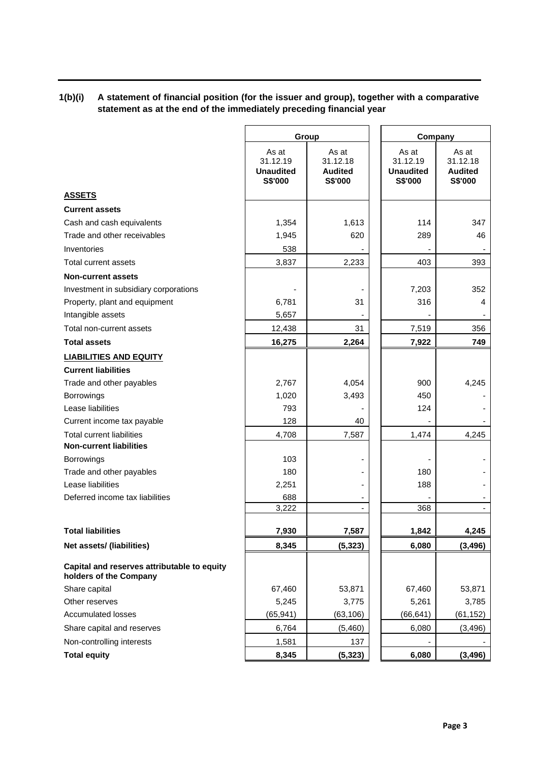**1(b)(i) A statement of financial position (for the issuer and group), together with a comparative statement as at the end of the immediately preceding financial year**

| | Group | | Company | |
|---|---|---|---|---|
| | As at 31.12.19 **Unaudited** **S$'000** | As at 31.12.18 **Audited** **S$'000** | As at 31.12.19 **Unaudited** **S$'000** | As at 31.12.18 **Audited** **S$'000** |
| **ASSETS** | | | | |
| **Current assets** | | | | |
| Cash and cash equivalents | 1,354 | 1,613 | 114 | 347 |
| Trade and other receivables | 1,945 | 620 | 289 | 46 |
| Inventories | 538 | - | - | - |
| Total current assets | 3,837 | 2,233 | 403 | 393 |
| **Non-current assets** | | | | |
| Investment in subsidiary corporations | - | - | 7,203 | 352 |
| Property, plant and equipment | 6,781 | 31 | 316 | 4 |
| Intangible assets | 5,657 | - | - | - |
| Total non-current assets | 12,438 | 31 | 7,519 | 356 |
| **Total assets** | **16,275** | **2,264** | **7,922** | **749** |
| **LIABILITIES AND EQUITY** | | | | |
| **Current liabilities** | | | | |
| Trade and other payables | 2,767 | 4,054 | 900 | 4,245 |
| Borrowings | 1,020 | 3,493 | 450 | - |
| Lease liabilities | 793 | - | 124 | - |
| Current income tax payable | 128 | 40 | - | - |
| Total current liabilities | 4,708 | 7,587 | 1,474 | 4,245 |
| **Non-current liabilities** | | | | |
| Borrowings | 103 | - | - | - |
| Trade and other payables | 180 | - | 180 | - |
| Lease liabilities | 2,251 | - | 188 | - |
| Deferred income tax liabilities | 688 | - | - | - |
| | 3,222 | - | 368 | - |
| **Total liabilities** | **7,930** | **7,587** | **1,842** | **4,245** |
| **Net assets/ (liabilities)** | **8,345** | **(5,323)** | **6,080** | **(3,496)** |
| **Capital and reserves attributable to equity holders of the Company** | | | | |
| Share capital | 67,460 | 53,871 | 67,460 | 53,871 |
| Other reserves | 5,245 | 3,775 | 5,261 | 3,785 |
| Accumulated losses | (65,941) | (63,106) | (66,641) | (61,152) |
| Share capital and reserves | 6,764 | (5,460) | 6,080 | (3,496) |
| Non-controlling interests | 1,581 | 137 | - | - |
| **Total equity** | **8,345** | **(5,323)** | **6,080** | **(3,496)** |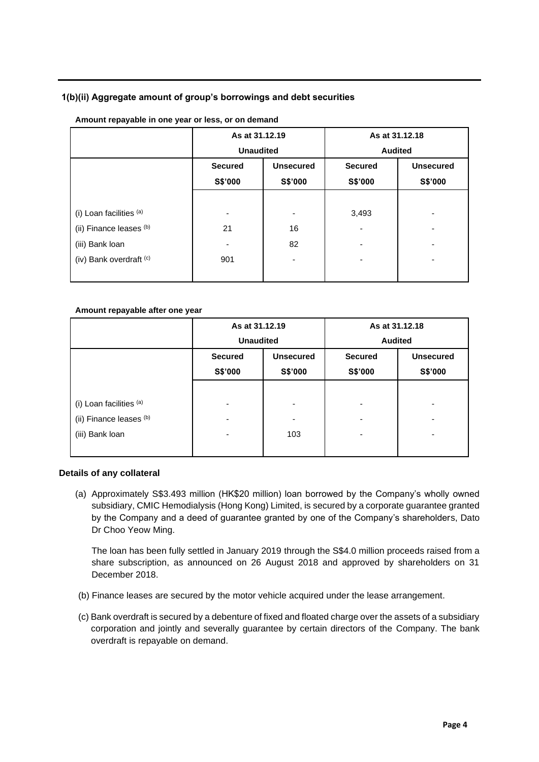### 1(b)(ii) Aggregate amount of group's borrowings and debt securities

**Amount repayable in one year or less, or on demand**

| | As at 31.12.19 Unaudited | | As at 31.12.18 Audited | |
|---|---|---|---|---|
| | Secured S$'000 | Unsecured S$'000 | Secured S$'000 | Unsecured S$'000 |
| (i) Loan facilities [(a)] | - | - | 3,493 | - |
| (ii) Finance leases [(b)] | 21 | 16 | - | - |
| (iii) Bank loan | - | 82 | - | - |
| (iv) Bank overdraft [(c)] | 901 | - | - | - |

**Amount repayable after one year**

| | As at 31.12.19 Unaudited | | As at 31.12.18 Audited | |
|---|---|---|---|---|
| | Secured S$'000 | Unsecured S$'000 | Secured S$'000 | Unsecured S$'000 |
| (i) Loan facilities [(a)] | - | - | - | - |
| (ii) Finance leases [(b)] | - | - | - | - |
| (iii) Bank loan | - | 103 | - | - |

**Details of any collateral**

(a) Approximately S$3.493 million (HK$20 million) loan borrowed by the Company's wholly owned subsidiary, CMIC Hemodialysis (Hong Kong) Limited, is secured by a corporate guarantee granted by the Company and a deed of guarantee granted by one of the Company's shareholders, Dato Dr Choo Yeow Ming.

The loan has been fully settled in January 2019 through the S$4.0 million proceeds raised from a share subscription, as announced on 26 August 2018 and approved by shareholders on 31 December 2018.

(b) Finance leases are secured by the motor vehicle acquired under the lease arrangement.

(c) Bank overdraft is secured by a debenture of fixed and floated charge over the assets of a subsidiary corporation and jointly and severally guarantee by certain directors of the Company. The bank overdraft is repayable on demand.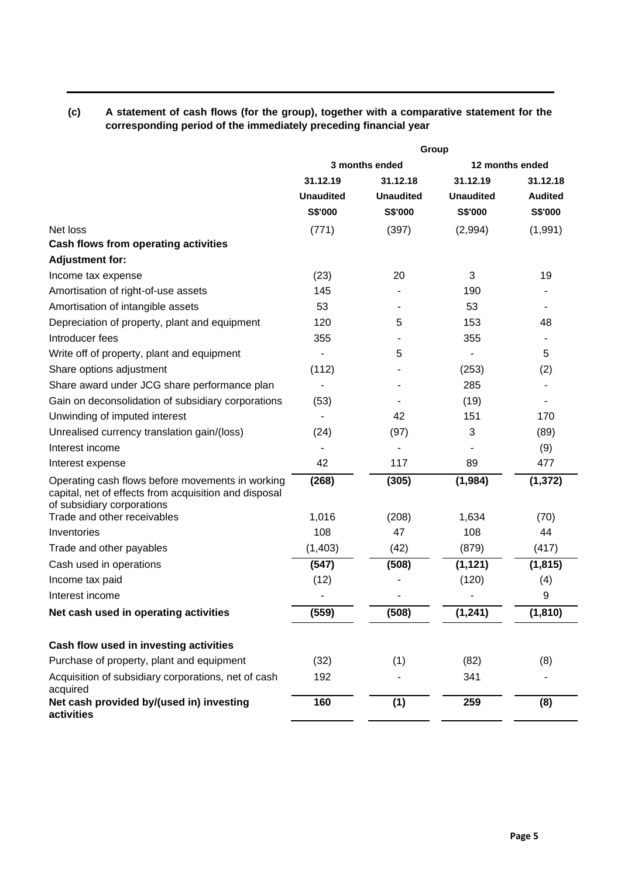**(c) A statement of cash flows (for the group), together with a comparative statement for the corresponding period of the immediately preceding financial year**

| | Group | | | |
|---|---|---|---|---|
| | 3 months ended | | 12 months ended | |
| | **31.12.19** | **31.12.18** | **31.12.19** | **31.12.18** |
| | **Unaudited** | **Unaudited** | **Unaudited** | **Audited** |
| | **S$'000** | **S$'000** | **S$'000** | **S$'000** |
| Net loss | (771) | (397) | (2,994) | (1,991) |
| **Cash flows from operating activities** | | | | |
| **Adjustment for:** | | | | |
| Income tax expense | (23) | 20 | 3 | 19 |
| Amortisation of right-of-use assets | 145 | - | 190 | - |
| Amortisation of intangible assets | 53 | - | 53 | - |
| Depreciation of property, plant and equipment | 120 | 5 | 153 | 48 |
| Introducer fees | 355 | - | 355 | - |
| Write off of property, plant and equipment | - | 5 | - | 5 |
| Share options adjustment | (112) | - | (253) | (2) |
| Share award under JCG share performance plan | - | - | 285 | - |
| Gain on deconsolidation of subsidiary corporations | (53) | - | (19) | - |
| Unwinding of imputed interest | - | 42 | 151 | 170 |
| Unrealised currency translation gain/(loss) | (24) | (97) | 3 | (89) |
| Interest income | - | - | - | (9) |
| Interest expense | 42 | 117 | 89 | 477 |
| Operating cash flows before movements in working capital, net of effects from acquisition and disposal of subsidiary corporations | **(268)** | **(305)** | **(1,984)** | **(1,372)** |
| Trade and other receivables | 1,016 | (208) | 1,634 | (70) |
| Inventories | 108 | 47 | 108 | 44 |
| Trade and other payables | (1,403) | (42) | (879) | (417) |
| Cash used in operations | **(547)** | **(508)** | **(1,121)** | **(1,815)** |
| Income tax paid | (12) | - | (120) | (4) |
| Interest income | - | - | - | 9 |
| **Net cash used in operating activities** | **(559)** | **(508)** | **(1,241)** | **(1,810)** |
| | | | | |
| **Cash flow used in investing activities** | | | | |
| Purchase of property, plant and equipment | (32) | (1) | (82) | (8) |
| Acquisition of subsidiary corporations, net of cash acquired | 192 | - | 341 | - |
| **Net cash provided by/(used in) investing activities** | **160** | **(1)** | **259** | **(8)** |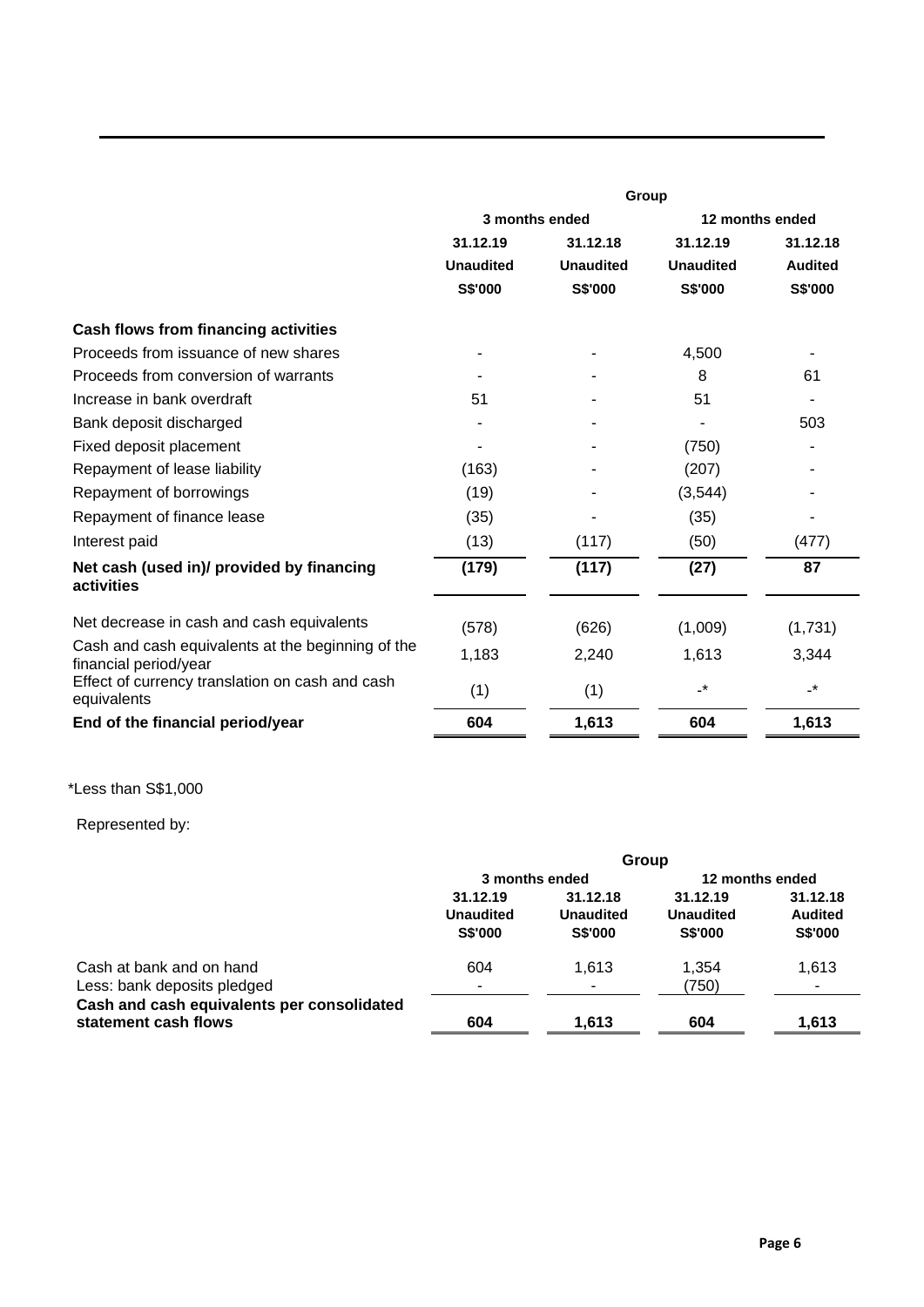| | Group | | | |
|---|---|---|---|---|
| | 3 months ended | | 12 months ended | |
| | 31.12.19 | 31.12.18 | 31.12.19 | 31.12.18 |
| | Unaudited | Unaudited | Unaudited | Audited |
| | S$'000 | S$'000 | S$'000 | S$'000 |
| **Cash flows from financing activities** | | | | |
| Proceeds from issuance of new shares | - | - | 4,500 | - |
| Proceeds from conversion of warrants | - | - | 8 | 61 |
| Increase in bank overdraft | 51 | - | 51 | - |
| Bank deposit discharged | - | - | - | 503 |
| Fixed deposit placement | - | - | (750) | - |
| Repayment of lease liability | (163) | - | (207) | - |
| Repayment of borrowings | (19) | - | (3,544) | - |
| Repayment of finance lease | (35) | - | (35) | - |
| Interest paid | (13) | (117) | (50) | (477) |
| **Net cash (used in)/ provided by financing activities** | **(179)** | **(117)** | **(27)** | **87** |
| Net decrease in cash and cash equivalents | (578) | (626) | (1,009) | (1,731) |
| Cash and cash equivalents at the beginning of the financial period/year | 1,183 | 2,240 | 1,613 | 3,344 |
| Effect of currency translation on cash and cash equivalents | (1) | (1) | -* | -* |
| **End of the financial period/year** | **604** | **1,613** | **604** | **1,613** |

*Less than S$1,000

Represented by:

| | Group | | | |
|---|---|---|---|---|
| | 3 months ended | | 12 months ended | |
| | 31.12.19 | 31.12.18 | 31.12.19 | 31.12.18 |
| | Unaudited | Unaudited | Unaudited | Audited |
| | S$'000 | S$'000 | S$'000 | S$'000 |
| Cash at bank and on hand | 604 | 1,613 | 1,354 | 1,613 |
| Less: bank deposits pledged | - | - | (750) | - |
| **Cash and cash equivalents per consolidated statement cash flows** | **604** | **1,613** | **604** | **1,613** |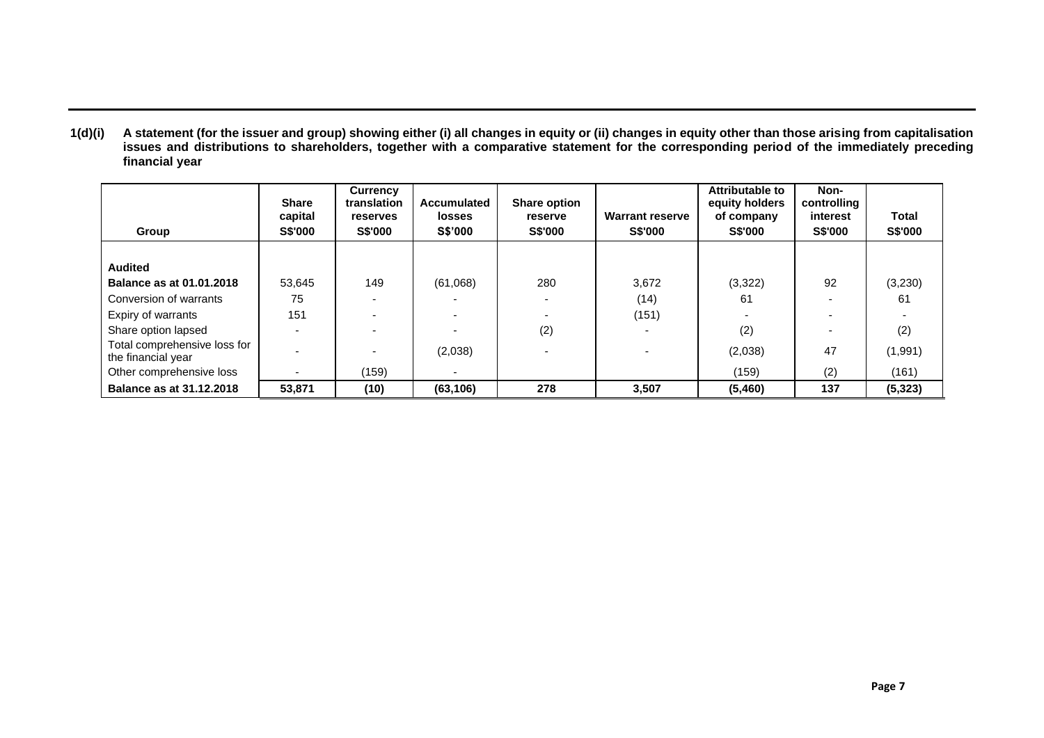**1(d)(i) A statement (for the issuer and group) showing either (i) all changes in equity or (ii) changes in equity other than those arising from capitalisation issues and distributions to shareholders, together with a comparative statement for the corresponding period of the immediately preceding financial year**

| Group | Share capital S$'000 | Currency translation reserves S$'000 | Accumulated losses S$'000 | Share option reserve S$'000 | Warrant reserve S$'000 | Attributable to equity holders of company S$'000 | Non-controlling interest S$'000 | Total S$'000 |
|---|---|---|---|---|---|---|---|---|
| **Audited** | | | | | | | | |
| **Balance as at 01.01.2018** | 53,645 | 149 | (61,068) | 280 | 3,672 | (3,322) | 92 | (3,230) |
| Conversion of warrants | 75 | - | - | - | (14) | 61 | - | 61 |
| Expiry of warrants | 151 | - | - | - | (151) | - | - | - |
| Share option lapsed | - | - | - | (2) | - | (2) | - | (2) |
| Total comprehensive loss for the financial year | - | - | (2,038) | - | - | (2,038) | 47 | (1,991) |
| Other comprehensive loss | - | (159) | - | | | (159) | (2) | (161) |
| **Balance as at 31.12.2018** | **53,871** | **(10)** | **(63,106)** | **278** | **3,507** | **(5,460)** | **137** | **(5,323)** |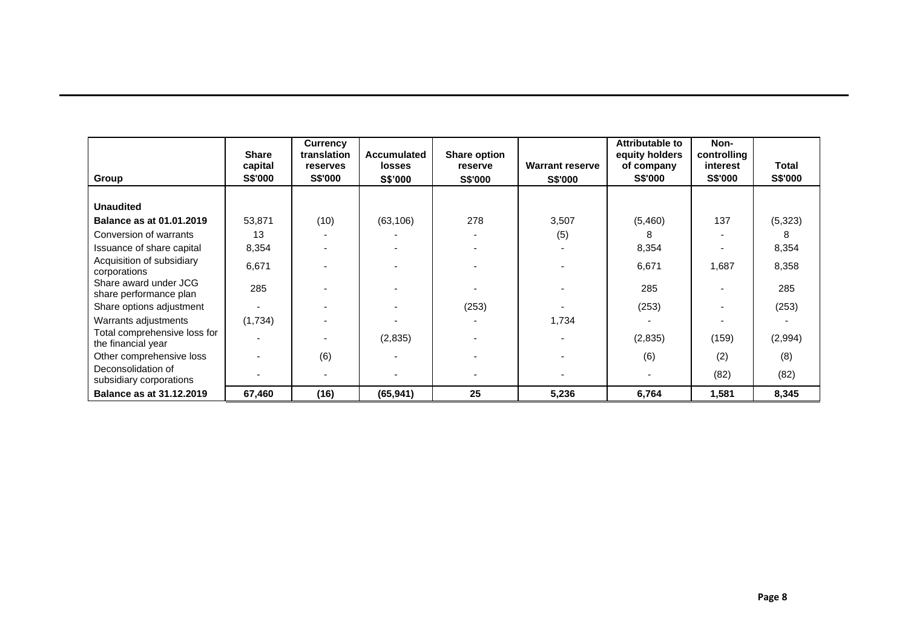| Group | Share capital S$'000 | Currency translation reserves S$'000 | Accumulated losses S$'000 | Share option reserve S$'000 | Warrant reserve S$'000 | Attributable to equity holders of company S$'000 | Non-controlling interest S$'000 | Total S$'000 |
|---|---|---|---|---|---|---|---|---|
| **Unaudited** | | | | | | | | |
| **Balance as at 01.01.2019** | 53,871 | (10) | (63,106) | 278 | 3,507 | (5,460) | 137 | (5,323) |
| Conversion of warrants | 13 | - | - | - | (5) | 8 | - | 8 |
| Issuance of share capital | 8,354 | - | - | - | - | 8,354 | - | 8,354 |
| Acquisition of subsidiary corporations | 6,671 | - | - | - | - | 6,671 | 1,687 | 8,358 |
| Share award under JCG share performance plan | 285 | - | - | - | - | 285 | - | 285 |
| Share options adjustment | - | - | - | (253) | - | (253) | - | (253) |
| Warrants adjustments | (1,734) | - | - | - | 1,734 | - | - | - |
| Total comprehensive loss for the financial year | - | - | (2,835) | - | - | (2,835) | (159) | (2,994) |
| Other comprehensive loss | - | (6) | - | - | - | (6) | (2) | (8) |
| Deconsolidation of subsidiary corporations | - | - | - | - | - | - | (82) | (82) |
| **Balance as at 31.12.2019** | **67,460** | **(16)** | **(65,941)** | **25** | **5,236** | **6,764** | **1,581** | **8,345** |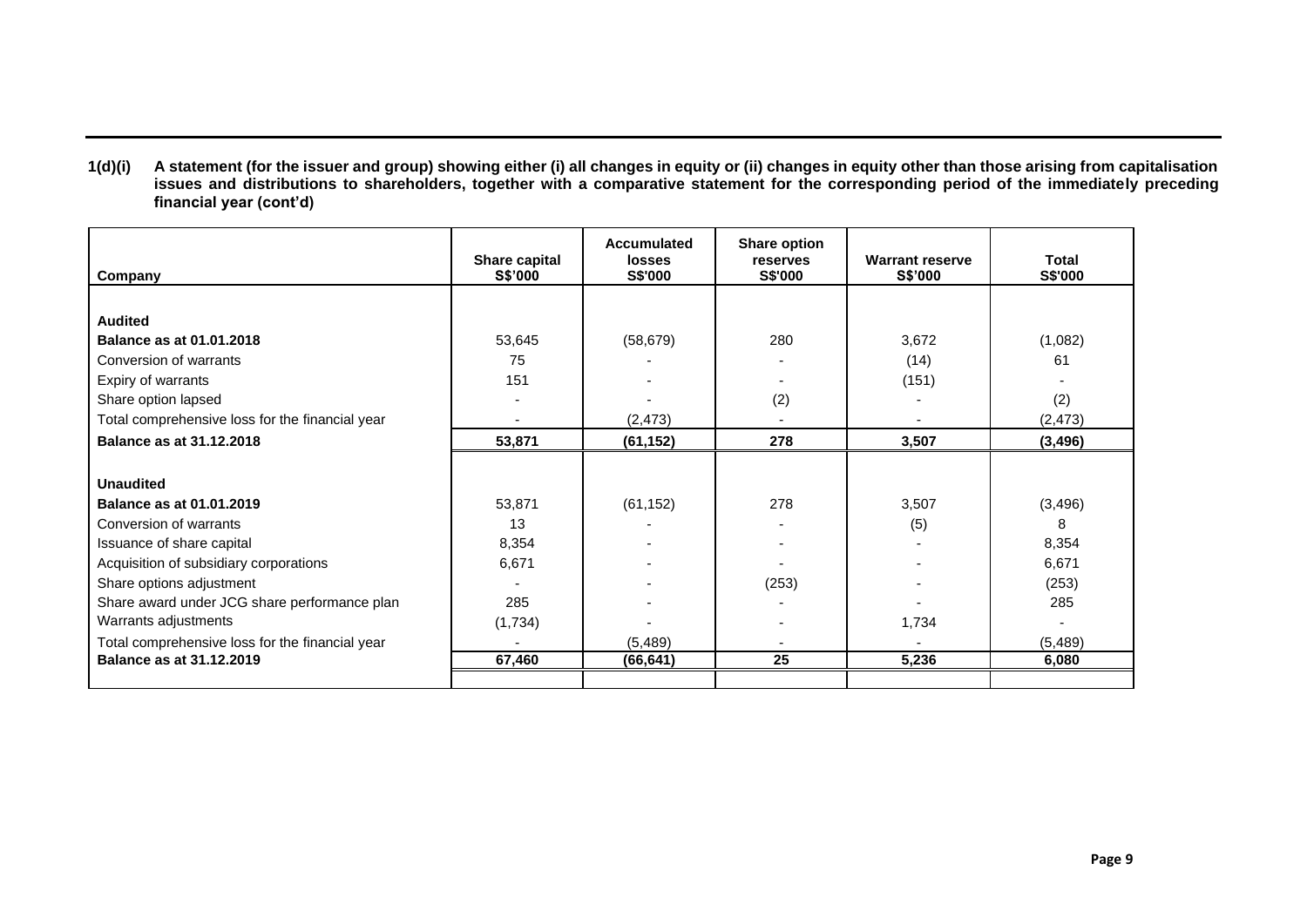**1(d)(i) A statement (for the issuer and group) showing either (i) all changes in equity or (ii) changes in equity other than those arising from capitalisation issues and distributions to shareholders, together with a comparative statement for the corresponding period of the immediately preceding financial year (cont'd)**

| Company | Share capital S$'000 | Accumulated losses S$'000 | Share option reserves S$'000 | Warrant reserve S$'000 | Total S$'000 |
|---|---|---|---|---|---|
| **Audited** | | | | | |
| **Balance as at 01.01.2018** | 53,645 | (58,679) | 280 | 3,672 | (1,082) |
| Conversion of warrants | 75 | - | - | (14) | 61 |
| Expiry of warrants | 151 | - | - | (151) | - |
| Share option lapsed | - | - | (2) | - | (2) |
| Total comprehensive loss for the financial year | - | (2,473) | - | - | (2,473) |
| **Balance as at 31.12.2018** | **53,871** | **(61,152)** | **278** | **3,507** | **(3,496)** |
| **Unaudited** | | | | | |
| **Balance as at 01.01.2019** | 53,871 | (61,152) | 278 | 3,507 | (3,496) |
| Conversion of warrants | 13 | - | - | (5) | 8 |
| Issuance of share capital | 8,354 | - | - | - | 8,354 |
| Acquisition of subsidiary corporations | 6,671 | - | - | - | 6,671 |
| Share options adjustment | - | - | (253) | - | (253) |
| Share award under JCG share performance plan | 285 | - | - | - | 285 |
| Warrants adjustments | (1,734) | - | - | 1,734 | - |
| Total comprehensive loss for the financial year | - | (5,489) | - | - | (5,489) |
| **Balance as at 31.12.2019** | **67,460** | **(66,641)** | **25** | **5,236** | **6,080** |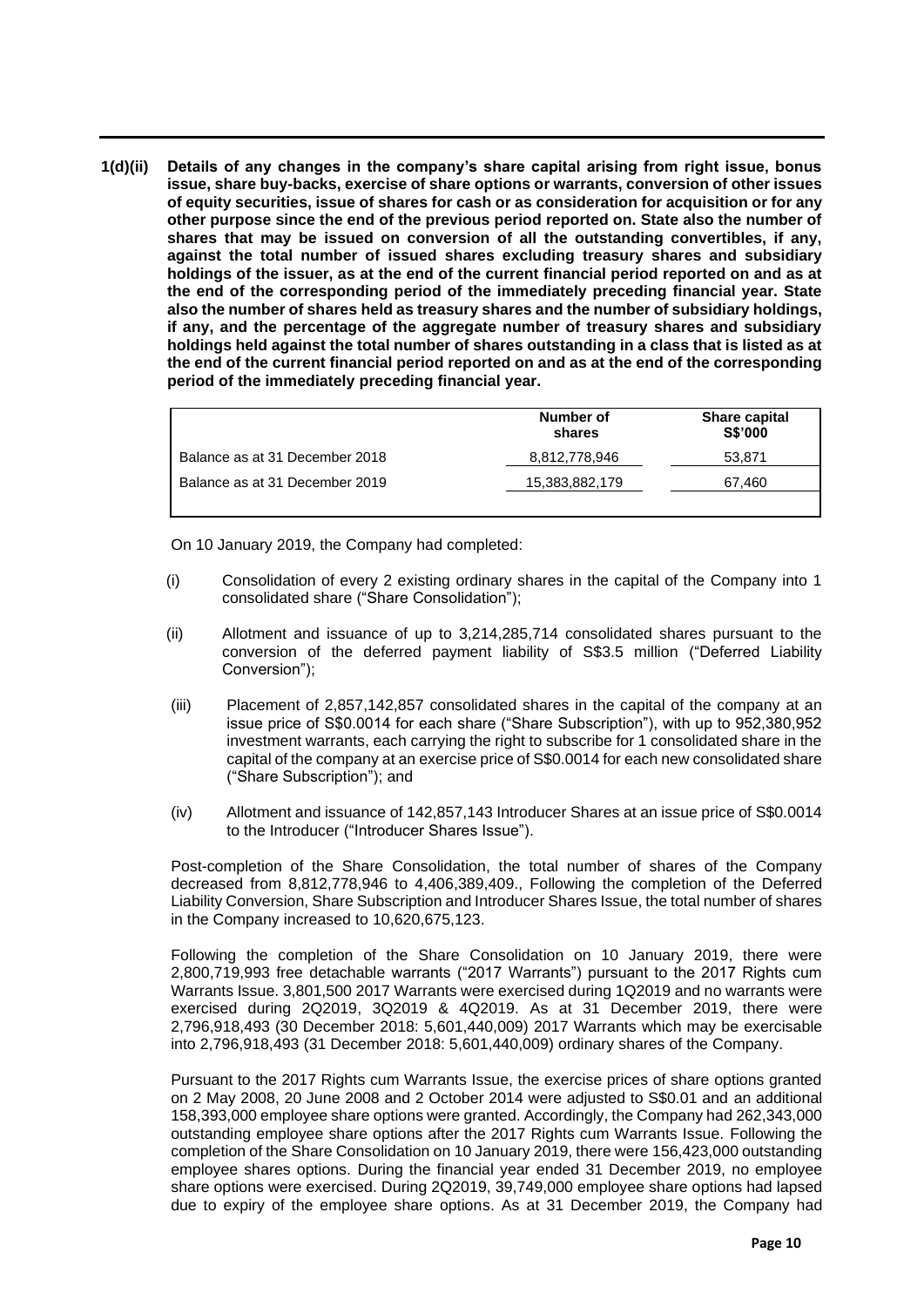**1(d)(ii) Details of any changes in the company's share capital arising from right issue, bonus issue, share buy-backs, exercise of share options or warrants, conversion of other issues of equity securities, issue of shares for cash or as consideration for acquisition or for any other purpose since the end of the previous period reported on. State also the number of shares that may be issued on conversion of all the outstanding convertibles, if any, against the total number of issued shares excluding treasury shares and subsidiary holdings of the issuer, as at the end of the current financial period reported on and as at the end of the corresponding period of the immediately preceding financial year. State also the number of shares held as treasury shares and the number of subsidiary holdings, if any, and the percentage of the aggregate number of treasury shares and subsidiary holdings held against the total number of shares outstanding in a class that is listed as at the end of the current financial period reported on and as at the end of the corresponding period of the immediately preceding financial year.**

| | Number of shares | Share capital S$'000 |
|---|---|---|
| Balance as at 31 December 2018 | 8,812,778,946 | 53,871 |
| Balance as at 31 December 2019 | 15,383,882,179 | 67,460 |

On 10 January 2019, the Company had completed:

(i) Consolidation of every 2 existing ordinary shares in the capital of the Company into 1 consolidated share ("Share Consolidation");

(ii) Allotment and issuance of up to 3,214,285,714 consolidated shares pursuant to the conversion of the deferred payment liability of S$3.5 million ("Deferred Liability Conversion");

(iii) Placement of 2,857,142,857 consolidated shares in the capital of the company at an issue price of S$0.0014 for each share ("Share Subscription"), with up to 952,380,952 investment warrants, each carrying the right to subscribe for 1 consolidated share in the capital of the company at an exercise price of S$0.0014 for each new consolidated share ("Share Subscription"); and

(iv) Allotment and issuance of 142,857,143 Introducer Shares at an issue price of S$0.0014 to the Introducer ("Introducer Shares Issue").

Post-completion of the Share Consolidation, the total number of shares of the Company decreased from 8,812,778,946 to 4,406,389,409., Following the completion of the Deferred Liability Conversion, Share Subscription and Introducer Shares Issue, the total number of shares in the Company increased to 10,620,675,123.

Following the completion of the Share Consolidation on 10 January 2019, there were 2,800,719,993 free detachable warrants ("2017 Warrants") pursuant to the 2017 Rights cum Warrants Issue. 3,801,500 2017 Warrants were exercised during 1Q2019 and no warrants were exercised during 2Q2019, 3Q2019 & 4Q2019. As at 31 December 2019, there were 2,796,918,493 (30 December 2018: 5,601,440,009) 2017 Warrants which may be exercisable into 2,796,918,493 (31 December 2018: 5,601,440,009) ordinary shares of the Company.

Pursuant to the 2017 Rights cum Warrants Issue, the exercise prices of share options granted on 2 May 2008, 20 June 2008 and 2 October 2014 were adjusted to S$0.01 and an additional 158,393,000 employee share options were granted. Accordingly, the Company had 262,343,000 outstanding employee share options after the 2017 Rights cum Warrants Issue. Following the completion of the Share Consolidation on 10 January 2019, there were 156,423,000 outstanding employee shares options. During the financial year ended 31 December 2019, no employee share options were exercised. During 2Q2019, 39,749,000 employee share options had lapsed due to expiry of the employee share options. As at 31 December 2019, the Company had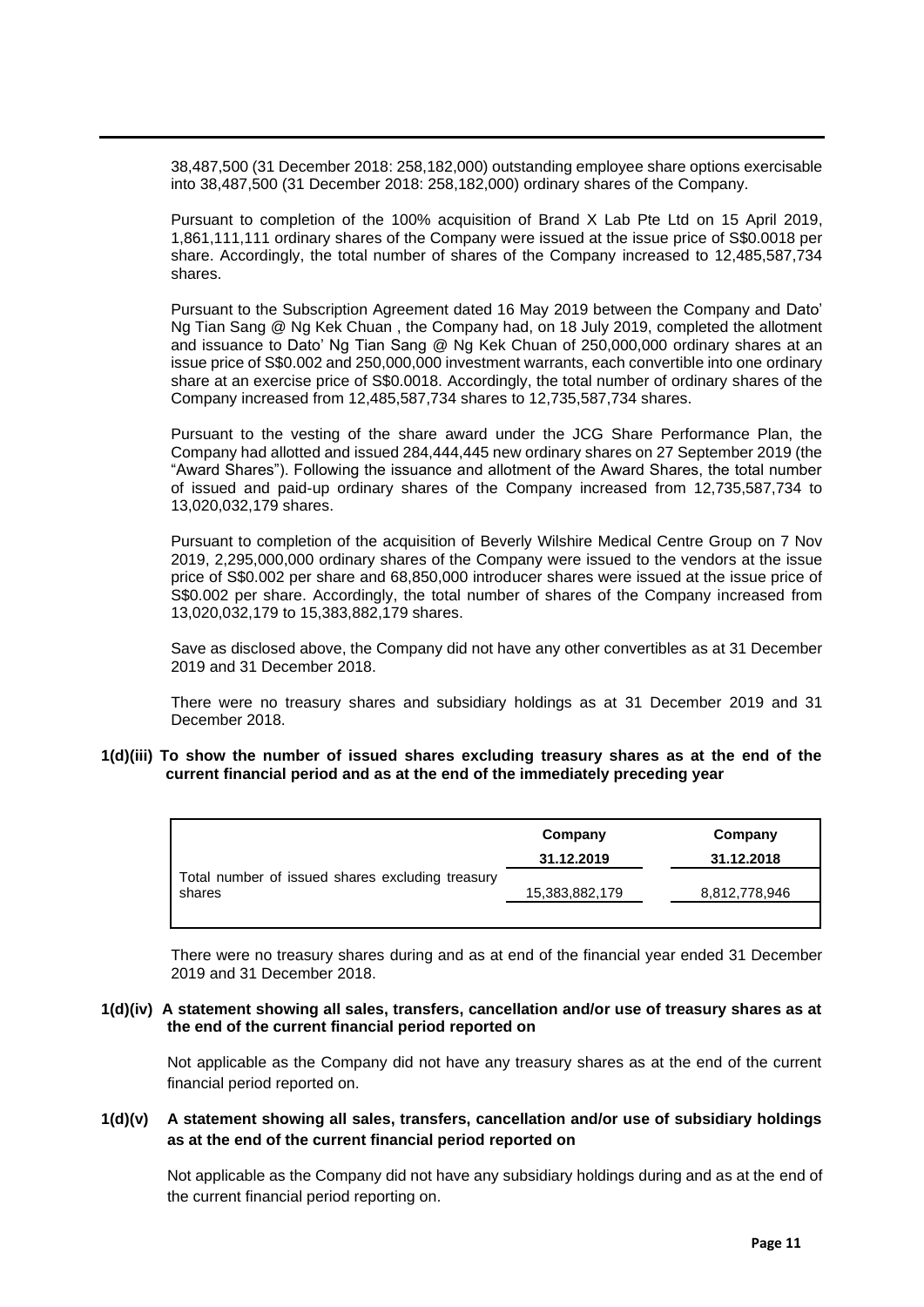38,487,500 (31 December 2018: 258,182,000) outstanding employee share options exercisable into 38,487,500 (31 December 2018: 258,182,000) ordinary shares of the Company.

Pursuant to completion of the 100% acquisition of Brand X Lab Pte Ltd on 15 April 2019, 1,861,111,111 ordinary shares of the Company were issued at the issue price of S$0.0018 per share. Accordingly, the total number of shares of the Company increased to 12,485,587,734 shares.

Pursuant to the Subscription Agreement dated 16 May 2019 between the Company and Dato' Ng Tian Sang @ Ng Kek Chuan , the Company had, on 18 July 2019, completed the allotment and issuance to Dato' Ng Tian Sang @ Ng Kek Chuan of 250,000,000 ordinary shares at an issue price of S$0.002 and 250,000,000 investment warrants, each convertible into one ordinary share at an exercise price of S$0.0018. Accordingly, the total number of ordinary shares of the Company increased from 12,485,587,734 shares to 12,735,587,734 shares.

Pursuant to the vesting of the share award under the JCG Share Performance Plan, the Company had allotted and issued 284,444,445 new ordinary shares on 27 September 2019 (the "Award Shares"). Following the issuance and allotment of the Award Shares, the total number of issued and paid-up ordinary shares of the Company increased from 12,735,587,734 to 13,020,032,179 shares.

Pursuant to completion of the acquisition of Beverly Wilshire Medical Centre Group on 7 Nov 2019, 2,295,000,000 ordinary shares of the Company were issued to the vendors at the issue price of S$0.002 per share and 68,850,000 introducer shares were issued at the issue price of S$0.002 per share. Accordingly, the total number of shares of the Company increased from 13,020,032,179 to 15,383,882,179 shares.

Save as disclosed above, the Company did not have any other convertibles as at 31 December 2019 and 31 December 2018.

There were no treasury shares and subsidiary holdings as at 31 December 2019 and 31 December 2018.

**1(d)(iii) To show the number of issued shares excluding treasury shares as at the end of the current financial period and as at the end of the immediately preceding year**

| | Company | Company |
|---|---|---|
| | 31.12.2019 | 31.12.2018 |
| Total number of issued shares excluding treasury shares | 15,383,882,179 | 8,812,778,946 |

There were no treasury shares during and as at end of the financial year ended 31 December 2019 and 31 December 2018.

**1(d)(iv) A statement showing all sales, transfers, cancellation and/or use of treasury shares as at the end of the current financial period reported on**

Not applicable as the Company did not have any treasury shares as at the end of the current financial period reported on.

**1(d)(v) A statement showing all sales, transfers, cancellation and/or use of subsidiary holdings as at the end of the current financial period reported on**

Not applicable as the Company did not have any subsidiary holdings during and as at the end of the current financial period reporting on.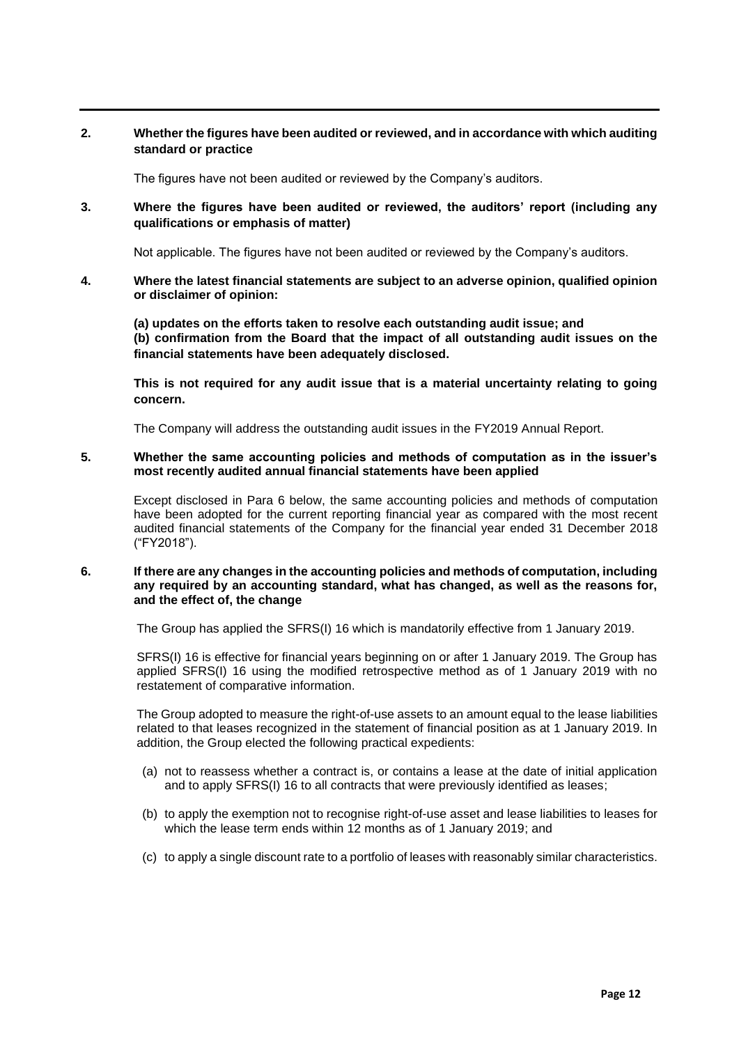**2. Whether the figures have been audited or reviewed, and in accordance with which auditing standard or practice**

The figures have not been audited or reviewed by the Company's auditors.

**3. Where the figures have been audited or reviewed, the auditors' report (including any qualifications or emphasis of matter)**

Not applicable. The figures have not been audited or reviewed by the Company's auditors.

**4. Where the latest financial statements are subject to an adverse opinion, qualified opinion or disclaimer of opinion:**

**(a) updates on the efforts taken to resolve each outstanding audit issue; and**
**(b) confirmation from the Board that the impact of all outstanding audit issues on the financial statements have been adequately disclosed.**

**This is not required for any audit issue that is a material uncertainty relating to going concern.**

The Company will address the outstanding audit issues in the FY2019 Annual Report.

**5. Whether the same accounting policies and methods of computation as in the issuer's most recently audited annual financial statements have been applied**

Except disclosed in Para 6 below, the same accounting policies and methods of computation have been adopted for the current reporting financial year as compared with the most recent audited financial statements of the Company for the financial year ended 31 December 2018 ("FY2018").

**6. If there are any changes in the accounting policies and methods of computation, including any required by an accounting standard, what has changed, as well as the reasons for, and the effect of, the change**

The Group has applied the SFRS(I) 16 which is mandatorily effective from 1 January 2019.

SFRS(I) 16 is effective for financial years beginning on or after 1 January 2019. The Group has applied SFRS(I) 16 using the modified retrospective method as of 1 January 2019 with no restatement of comparative information.

The Group adopted to measure the right-of-use assets to an amount equal to the lease liabilities related to that leases recognized in the statement of financial position as at 1 January 2019. In addition, the Group elected the following practical expedients:

(a) not to reassess whether a contract is, or contains a lease at the date of initial application and to apply SFRS(I) 16 to all contracts that were previously identified as leases;

(b) to apply the exemption not to recognise right-of-use asset and lease liabilities to leases for which the lease term ends within 12 months as of 1 January 2019; and

(c) to apply a single discount rate to a portfolio of leases with reasonably similar characteristics.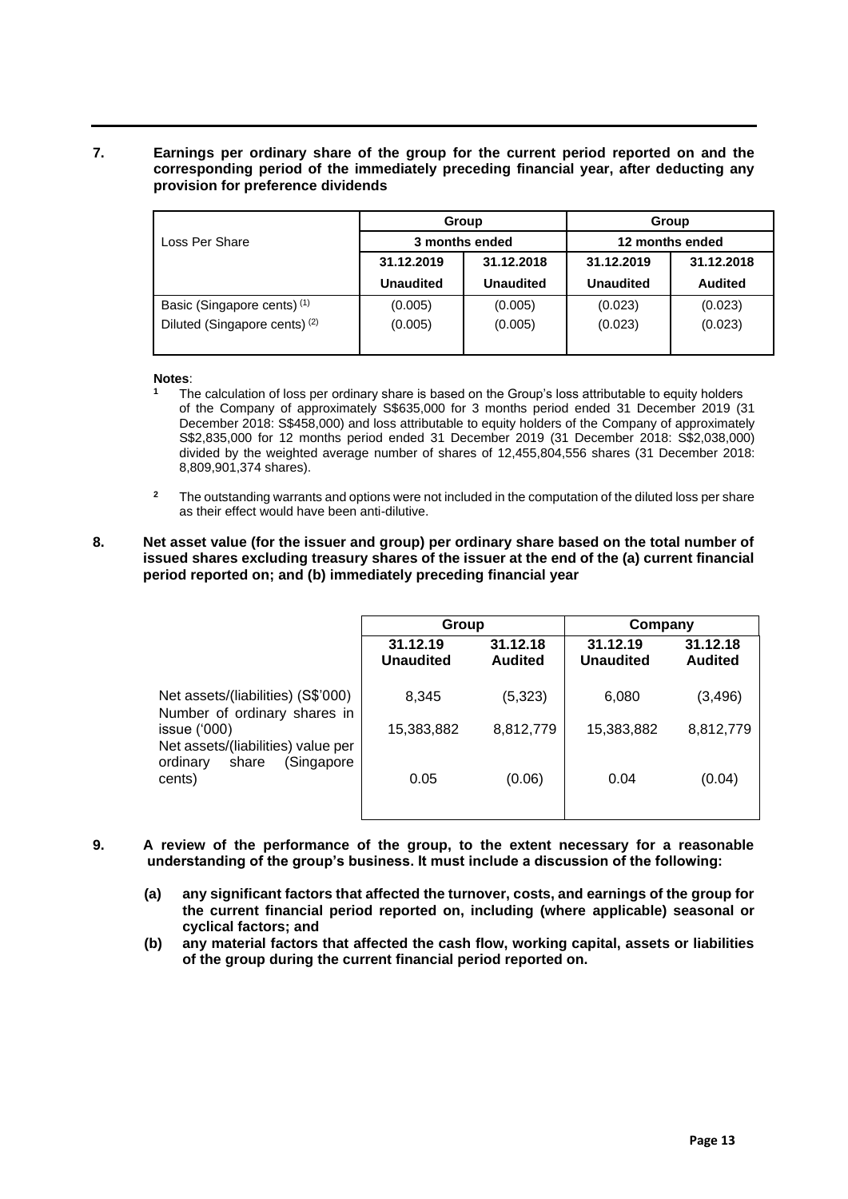**7. Earnings per ordinary share of the group for the current period reported on and the corresponding period of the immediately preceding financial year, after deducting any provision for preference dividends**

| Loss Per Share | Group | | Group | |
|---|---|---|---|---|
| | 3 months ended | | 12 months ended | |
| | 31.12.2019 | 31.12.2018 | 31.12.2019 | 31.12.2018 |
| | Unaudited | Unaudited | Unaudited | Audited |
| Basic (Singapore cents) (1) | (0.005) | (0.005) | (0.023) | (0.023) |
| Diluted (Singapore cents) (2) | (0.005) | (0.005) | (0.023) | (0.023) |

**Notes**:

[1] The calculation of loss per ordinary share is based on the Group's loss attributable to equity holders of the Company of approximately S$635,000 for 3 months period ended 31 December 2019 (31 December 2018: S$458,000) and loss attributable to equity holders of the Company of approximately S$2,835,000 for 12 months period ended 31 December 2019 (31 December 2018: S$2,038,000) divided by the weighted average number of shares of 12,455,804,556 shares (31 December 2018: 8,809,901,374 shares).

[2] The outstanding warrants and options were not included in the computation of the diluted loss per share as their effect would have been anti-dilutive.

**8. Net asset value (for the issuer and group) per ordinary share based on the total number of issued shares excluding treasury shares of the issuer at the end of the (a) current financial period reported on; and (b) immediately preceding financial year**

| | Group | | Company | |
|---|---|---|---|---|
| | 31.12.19 Unaudited | 31.12.18 Audited | 31.12.19 Unaudited | 31.12.18 Audited |
| Net assets/(liabilities) (S$'000) | 8,345 | (5,323) | 6,080 | (3,496) |
| Number of ordinary shares in issue ('000) | 15,383,882 | 8,812,779 | 15,383,882 | 8,812,779 |
| Net assets/(liabilities) value per ordinary share (Singapore cents) | 0.05 | (0.06) | 0.04 | (0.04) |

**9. A review of the performance of the group, to the extent necessary for a reasonable understanding of the group's business. It must include a discussion of the following:**

**(a) any significant factors that affected the turnover, costs, and earnings of the group for the current financial period reported on, including (where applicable) seasonal or cyclical factors; and**

**(b) any material factors that affected the cash flow, working capital, assets or liabilities of the group during the current financial period reported on.**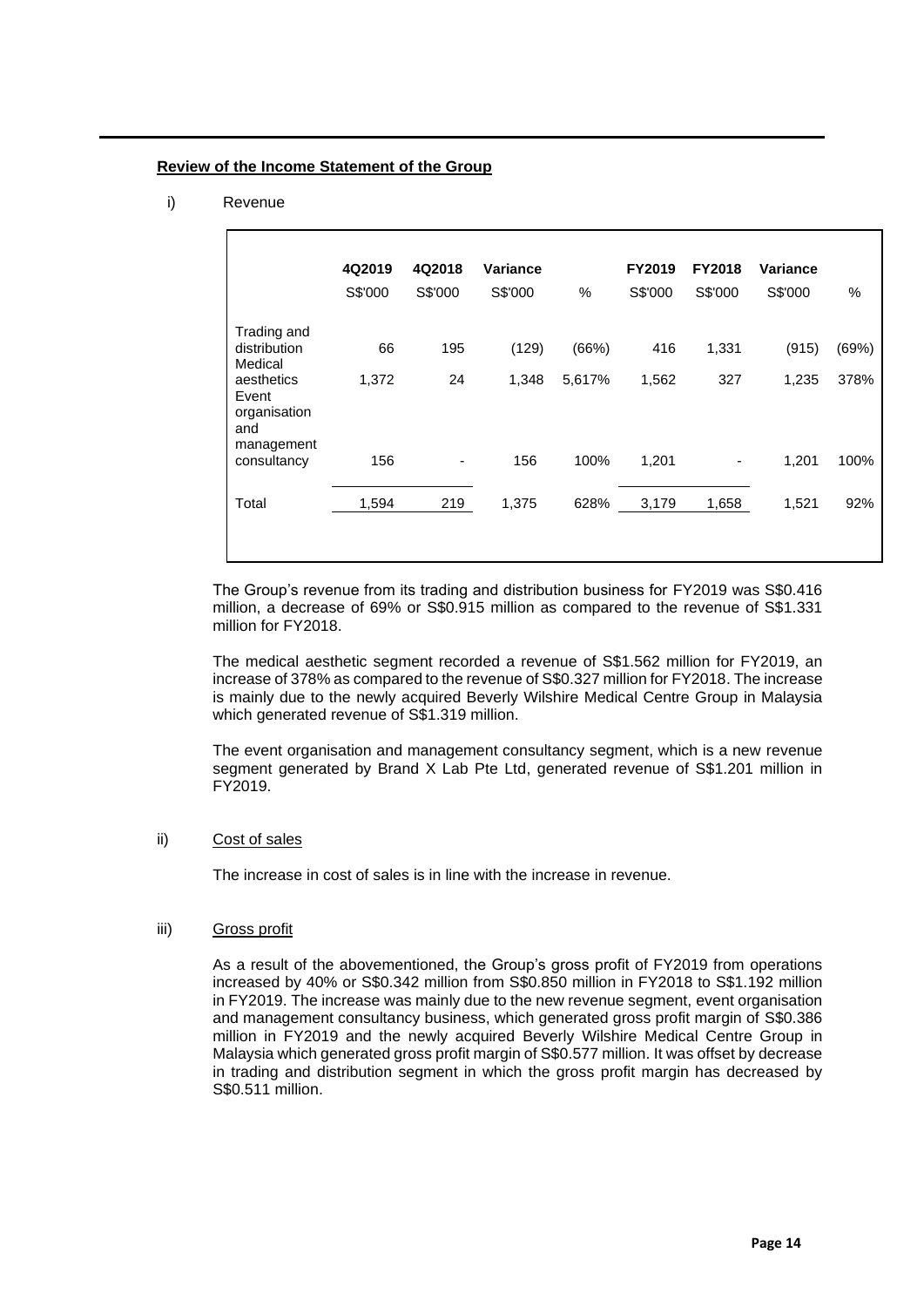**Review of the Income Statement of the Group**

i) Revenue

| | 4Q2019 | 4Q2018 | Variance | | FY2019 | FY2018 | Variance | |
|---|---|---|---|---|---|---|---|---|
| | S$'000 | S$'000 | S$'000 | % | S$'000 | S$'000 | S$'000 | % |
| Trading and distribution | 66 | 195 | (129) | (66%) | 416 | 1,331 | (915) | (69%) |
| Medical aesthetics | 1,372 | 24 | 1,348 | 5,617% | 1,562 | 327 | 1,235 | 378% |
| Event organisation and management consultancy | 156 | - | 156 | 100% | 1,201 | - | 1,201 | 100% |
| Total | 1,594 | 219 | 1,375 | 628% | 3,179 | 1,658 | 1,521 | 92% |

The Group's revenue from its trading and distribution business for FY2019 was S$0.416 million, a decrease of 69% or S$0.915 million as compared to the revenue of S$1.331 million for FY2018.

The medical aesthetic segment recorded a revenue of S$1.562 million for FY2019, an increase of 378% as compared to the revenue of S$0.327 million for FY2018. The increase is mainly due to the newly acquired Beverly Wilshire Medical Centre Group in Malaysia which generated revenue of S$1.319 million.

The event organisation and management consultancy segment, which is a new revenue segment generated by Brand X Lab Pte Ltd, generated revenue of S$1.201 million in FY2019.

ii) Cost of sales

The increase in cost of sales is in line with the increase in revenue.

iii) Gross profit

As a result of the abovementioned, the Group's gross profit of FY2019 from operations increased by 40% or S$0.342 million from S$0.850 million in FY2018 to S$1.192 million in FY2019. The increase was mainly due to the new revenue segment, event organisation and management consultancy business, which generated gross profit margin of S$0.386 million in FY2019 and the newly acquired Beverly Wilshire Medical Centre Group in Malaysia which generated gross profit margin of S$0.577 million. It was offset by decrease in trading and distribution segment in which the gross profit margin has decreased by S$0.511 million.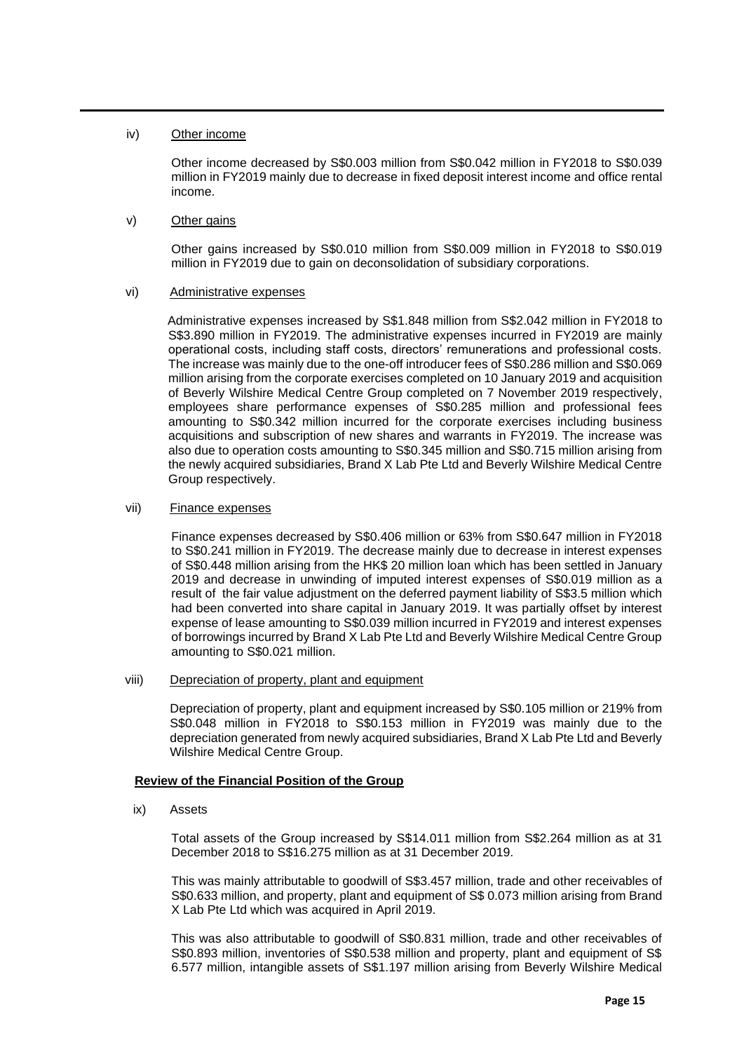iv) Other income

Other income decreased by S$0.003 million from S$0.042 million in FY2018 to S$0.039 million in FY2019 mainly due to decrease in fixed deposit interest income and office rental income.

v) Other gains

Other gains increased by S$0.010 million from S$0.009 million in FY2018 to S$0.019 million in FY2019 due to gain on deconsolidation of subsidiary corporations.

vi) Administrative expenses

Administrative expenses increased by S$1.848 million from S$2.042 million in FY2018 to S$3.890 million in FY2019. The administrative expenses incurred in FY2019 are mainly operational costs, including staff costs, directors' remunerations and professional costs. The increase was mainly due to the one-off introducer fees of S$0.286 million and S$0.069 million arising from the corporate exercises completed on 10 January 2019 and acquisition of Beverly Wilshire Medical Centre Group completed on 7 November 2019 respectively, employees share performance expenses of S$0.285 million and professional fees amounting to S$0.342 million incurred for the corporate exercises including business acquisitions and subscription of new shares and warrants in FY2019. The increase was also due to operation costs amounting to S$0.345 million and S$0.715 million arising from the newly acquired subsidiaries, Brand X Lab Pte Ltd and Beverly Wilshire Medical Centre Group respectively.

vii) Finance expenses

Finance expenses decreased by S$0.406 million or 63% from S$0.647 million in FY2018 to S$0.241 million in FY2019. The decrease mainly due to decrease in interest expenses of S$0.448 million arising from the HK$ 20 million loan which has been settled in January 2019 and decrease in unwinding of imputed interest expenses of S$0.019 million as a result of the fair value adjustment on the deferred payment liability of S$3.5 million which had been converted into share capital in January 2019. It was partially offset by interest expense of lease amounting to S$0.039 million incurred in FY2019 and interest expenses of borrowings incurred by Brand X Lab Pte Ltd and Beverly Wilshire Medical Centre Group amounting to S$0.021 million.

viii) Depreciation of property, plant and equipment

Depreciation of property, plant and equipment increased by S$0.105 million or 219% from S$0.048 million in FY2018 to S$0.153 million in FY2019 was mainly due to the depreciation generated from newly acquired subsidiaries, Brand X Lab Pte Ltd and Beverly Wilshire Medical Centre Group.

**Review of the Financial Position of the Group**

ix) Assets

Total assets of the Group increased by S$14.011 million from S$2.264 million as at 31 December 2018 to S$16.275 million as at 31 December 2019.

This was mainly attributable to goodwill of S$3.457 million, trade and other receivables of S$0.633 million, and property, plant and equipment of S$ 0.073 million arising from Brand X Lab Pte Ltd which was acquired in April 2019.

This was also attributable to goodwill of S$0.831 million, trade and other receivables of S$0.893 million, inventories of S$0.538 million and property, plant and equipment of S$ 6.577 million, intangible assets of S$1.197 million arising from Beverly Wilshire Medical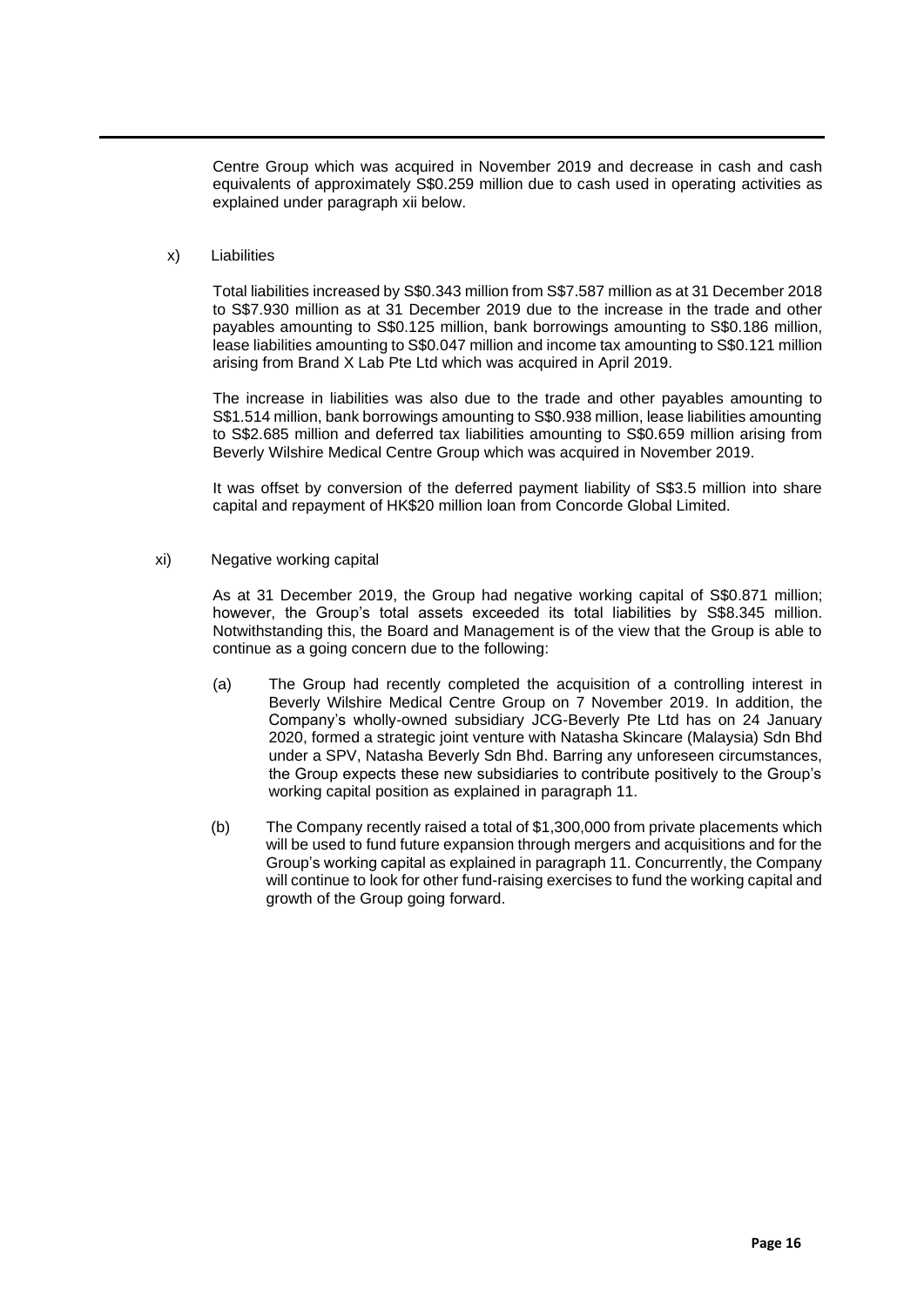Centre Group which was acquired in November 2019 and decrease in cash and cash equivalents of approximately S$0.259 million due to cash used in operating activities as explained under paragraph xii below.

x) Liabilities

Total liabilities increased by S$0.343 million from S$7.587 million as at 31 December 2018 to S$7.930 million as at 31 December 2019 due to the increase in the trade and other payables amounting to S$0.125 million, bank borrowings amounting to S$0.186 million, lease liabilities amounting to S$0.047 million and income tax amounting to S$0.121 million arising from Brand X Lab Pte Ltd which was acquired in April 2019.

The increase in liabilities was also due to the trade and other payables amounting to S$1.514 million, bank borrowings amounting to S$0.938 million, lease liabilities amounting to S$2.685 million and deferred tax liabilities amounting to S$0.659 million arising from Beverly Wilshire Medical Centre Group which was acquired in November 2019.

It was offset by conversion of the deferred payment liability of S$3.5 million into share capital and repayment of HK$20 million loan from Concorde Global Limited.

xi) Negative working capital

As at 31 December 2019, the Group had negative working capital of S$0.871 million; however, the Group's total assets exceeded its total liabilities by S$8.345 million. Notwithstanding this, the Board and Management is of the view that the Group is able to continue as a going concern due to the following:

(a) The Group had recently completed the acquisition of a controlling interest in Beverly Wilshire Medical Centre Group on 7 November 2019. In addition, the Company's wholly-owned subsidiary JCG-Beverly Pte Ltd has on 24 January 2020, formed a strategic joint venture with Natasha Skincare (Malaysia) Sdn Bhd under a SPV, Natasha Beverly Sdn Bhd. Barring any unforeseen circumstances, the Group expects these new subsidiaries to contribute positively to the Group's working capital position as explained in paragraph 11.

(b) The Company recently raised a total of $1,300,000 from private placements which will be used to fund future expansion through mergers and acquisitions and for the Group's working capital as explained in paragraph 11. Concurrently, the Company will continue to look for other fund-raising exercises to fund the working capital and growth of the Group going forward.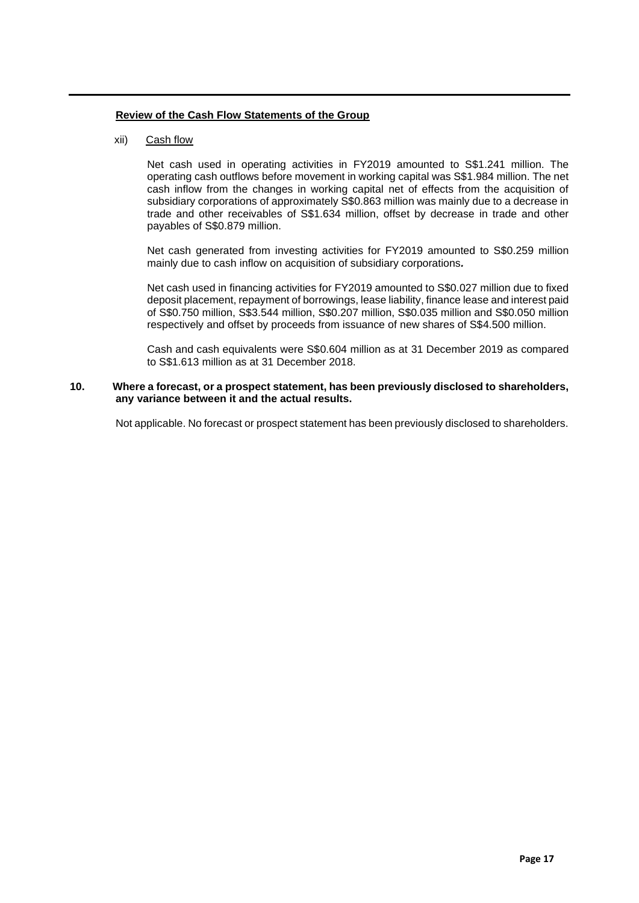**Review of the Cash Flow Statements of the Group**

xii) Cash flow

Net cash used in operating activities in FY2019 amounted to S$1.241 million. The operating cash outflows before movement in working capital was S$1.984 million. The net cash inflow from the changes in working capital net of effects from the acquisition of subsidiary corporations of approximately S$0.863 million was mainly due to a decrease in trade and other receivables of S$1.634 million, offset by decrease in trade and other payables of S$0.879 million.

Net cash generated from investing activities for FY2019 amounted to S$0.259 million mainly due to cash inflow on acquisition of subsidiary corporations**.**

Net cash used in financing activities for FY2019 amounted to S$0.027 million due to fixed deposit placement, repayment of borrowings, lease liability, finance lease and interest paid of S$0.750 million, S$3.544 million, S$0.207 million, S$0.035 million and S$0.050 million respectively and offset by proceeds from issuance of new shares of S$4.500 million.

Cash and cash equivalents were S$0.604 million as at 31 December 2019 as compared to S$1.613 million as at 31 December 2018.

**10. Where a forecast, or a prospect statement, has been previously disclosed to shareholders, any variance between it and the actual results.**

Not applicable. No forecast or prospect statement has been previously disclosed to shareholders.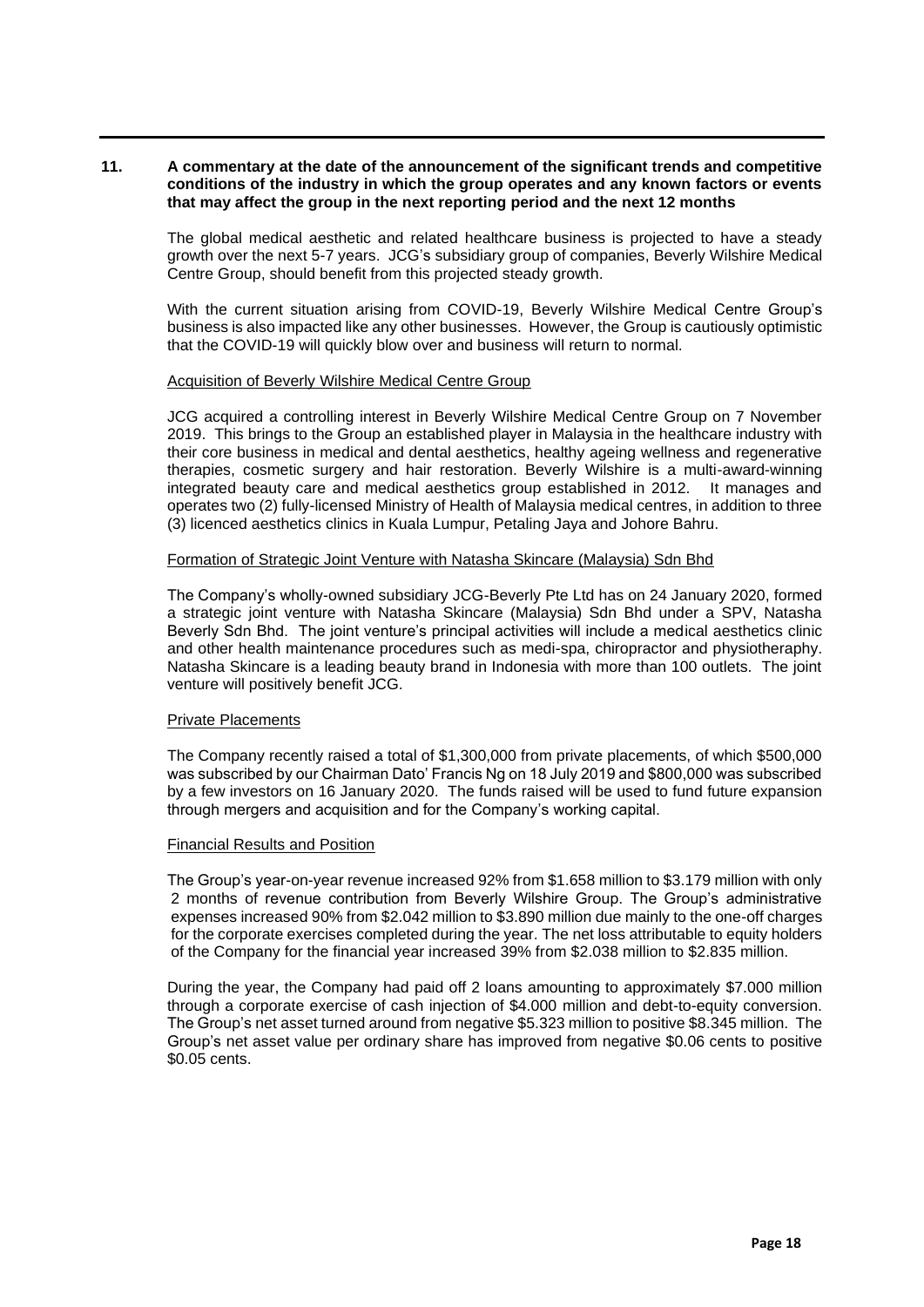## 11. A commentary at the date of the announcement of the significant trends and competitive conditions of the industry in which the group operates and any known factors or events that may affect the group in the next reporting period and the next 12 months

The global medical aesthetic and related healthcare business is projected to have a steady growth over the next 5-7 years. JCG's subsidiary group of companies, Beverly Wilshire Medical Centre Group, should benefit from this projected steady growth.

With the current situation arising from COVID-19, Beverly Wilshire Medical Centre Group's business is also impacted like any other businesses. However, the Group is cautiously optimistic that the COVID-19 will quickly blow over and business will return to normal.

<u>Acquisition of Beverly Wilshire Medical Centre Group</u>

JCG acquired a controlling interest in Beverly Wilshire Medical Centre Group on 7 November 2019. This brings to the Group an established player in Malaysia in the healthcare industry with their core business in medical and dental aesthetics, healthy ageing wellness and regenerative therapies, cosmetic surgery and hair restoration. Beverly Wilshire is a multi-award-winning integrated beauty care and medical aesthetics group established in 2012. It manages and operates two (2) fully-licensed Ministry of Health of Malaysia medical centres, in addition to three (3) licenced aesthetics clinics in Kuala Lumpur, Petaling Jaya and Johore Bahru.

<u>Formation of Strategic Joint Venture with Natasha Skincare (Malaysia) Sdn Bhd</u>

The Company's wholly-owned subsidiary JCG-Beverly Pte Ltd has on 24 January 2020, formed a strategic joint venture with Natasha Skincare (Malaysia) Sdn Bhd under a SPV, Natasha Beverly Sdn Bhd. The joint venture's principal activities will include a medical aesthetics clinic and other health maintenance procedures such as medi-spa, chiropractor and physiotheraphy. Natasha Skincare is a leading beauty brand in Indonesia with more than 100 outlets. The joint venture will positively benefit JCG.

<u>Private Placements</u>

The Company recently raised a total of $1,300,000 from private placements, of which $500,000 was subscribed by our Chairman Dato' Francis Ng on 18 July 2019 and $800,000 was subscribed by a few investors on 16 January 2020. The funds raised will be used to fund future expansion through mergers and acquisition and for the Company's working capital.

<u>Financial Results and Position</u>

The Group's year-on-year revenue increased 92% from $1.658 million to $3.179 million with only 2 months of revenue contribution from Beverly Wilshire Group. The Group's administrative expenses increased 90% from $2.042 million to $3.890 million due mainly to the one-off charges for the corporate exercises completed during the year. The net loss attributable to equity holders of the Company for the financial year increased 39% from $2.038 million to $2.835 million.

During the year, the Company had paid off 2 loans amounting to approximately $7.000 million through a corporate exercise of cash injection of $4.000 million and debt-to-equity conversion. The Group's net asset turned around from negative $5.323 million to positive $8.345 million. The Group's net asset value per ordinary share has improved from negative $0.06 cents to positive $0.05 cents.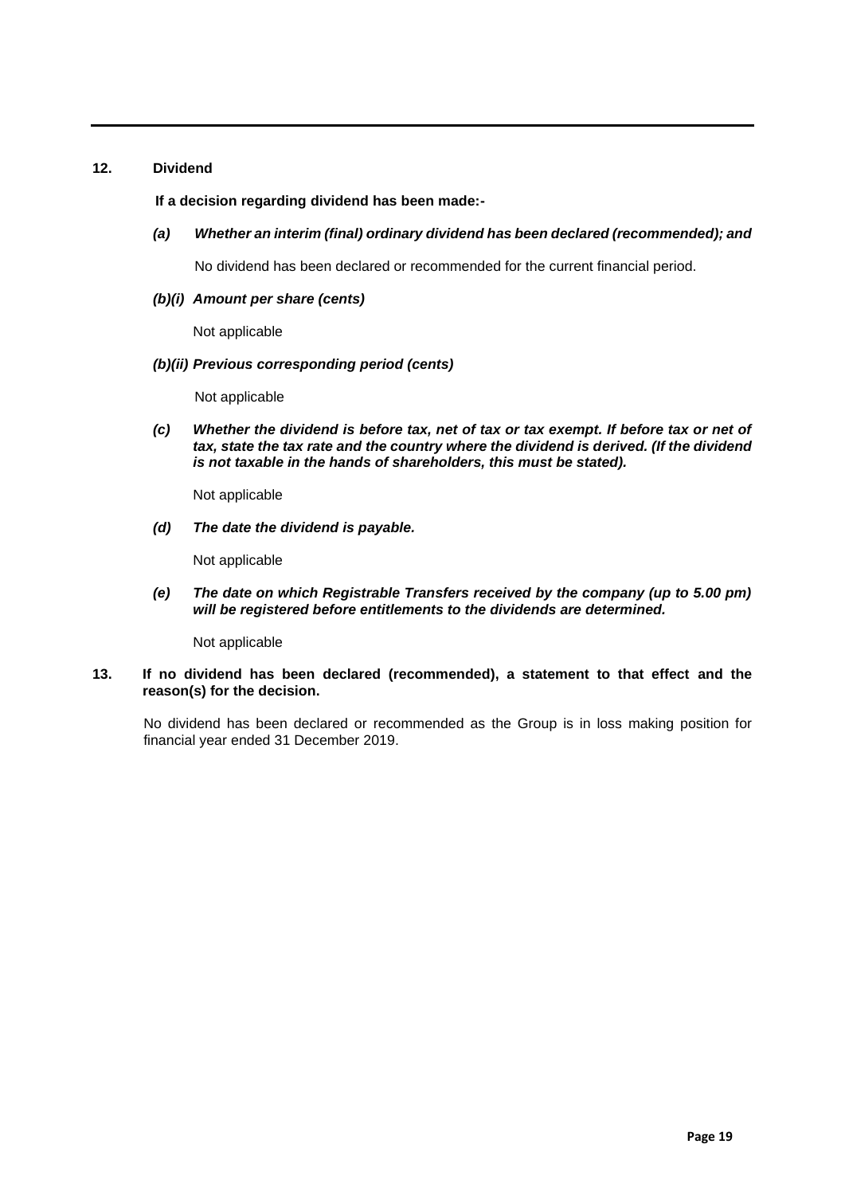## 12. Dividend

**If a decision regarding dividend has been made:-**

***(a) Whether an interim (final) ordinary dividend has been declared (recommended); and***

No dividend has been declared or recommended for the current financial period.

***(b)(i) Amount per share (cents)***

Not applicable

***(b)(ii) Previous corresponding period (cents)***

Not applicable

***(c) Whether the dividend is before tax, net of tax or tax exempt. If before tax or net of tax, state the tax rate and the country where the dividend is derived. (If the dividend is not taxable in the hands of shareholders, this must be stated).***

Not applicable

***(d) The date the dividend is payable.***

Not applicable

***(e) The date on which Registrable Transfers received by the company (up to 5.00 pm) will be registered before entitlements to the dividends are determined.***

Not applicable

## 13. If no dividend has been declared (recommended), a statement to that effect and the reason(s) for the decision.

No dividend has been declared or recommended as the Group is in loss making position for financial year ended 31 December 2019.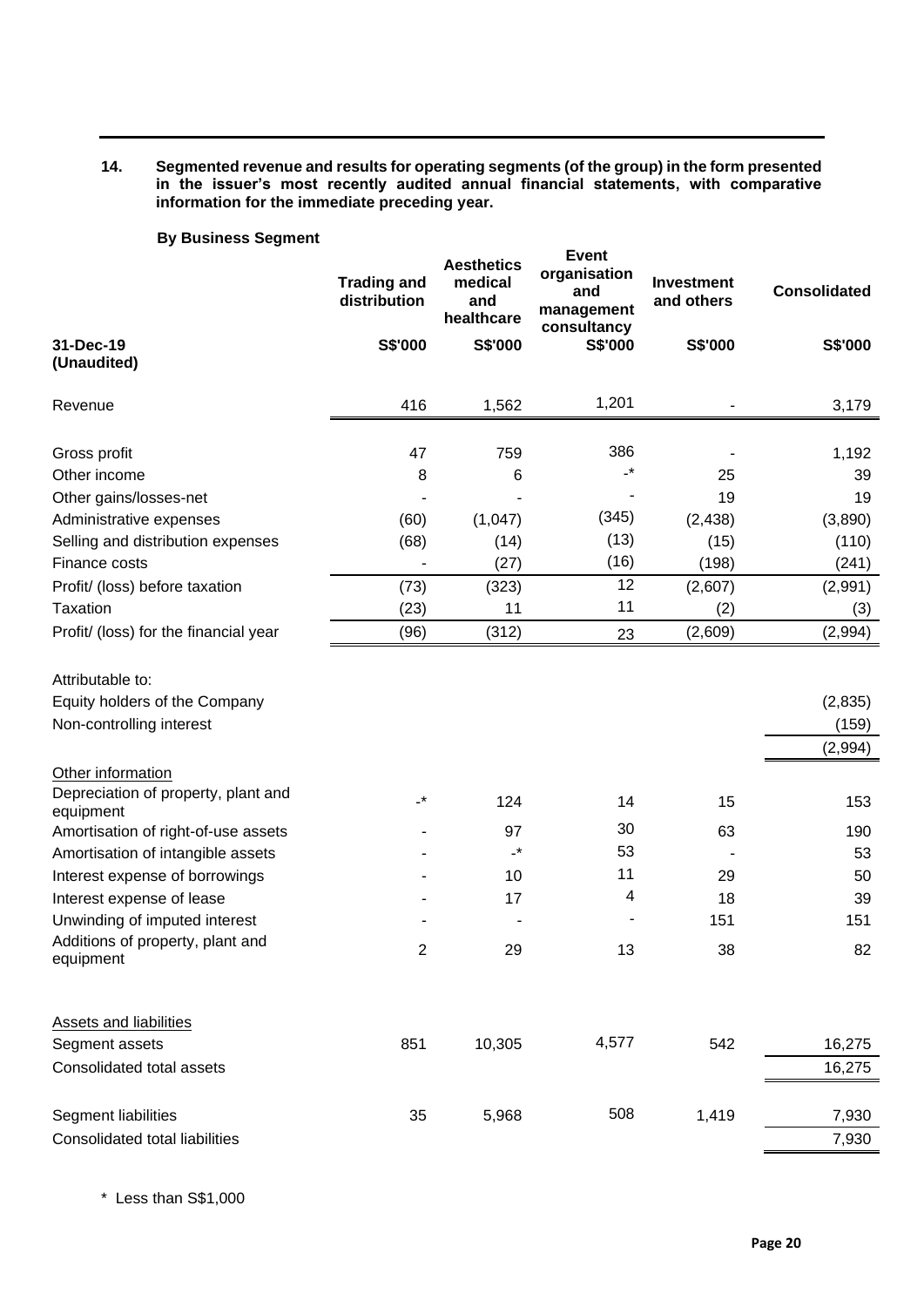**14. Segmented revenue and results for operating segments (of the group) in the form presented in the issuer's most recently audited annual financial statements, with comparative information for the immediate preceding year.**

**By Business Segment**

| 31-Dec-19 (Unaudited) | Trading and distribution S$'000 | Aesthetics medical and healthcare S$'000 | Event organisation and management consultancy S$'000 | Investment and others S$'000 | Consolidated S$'000 |
|---|---|---|---|---|---|
| Revenue | 416 | 1,562 | 1,201 | - | 3,179 |
| Gross profit | 47 | 759 | 386 | - | 1,192 |
| Other income | 8 | 6 | -* | 25 | 39 |
| Other gains/losses-net | - | - | - | 19 | 19 |
| Administrative expenses | (60) | (1,047) | (345) | (2,438) | (3,890) |
| Selling and distribution expenses | (68) | (14) | (13) | (15) | (110) |
| Finance costs | - | (27) | (16) | (198) | (241) |
| Profit/ (loss) before taxation | (73) | (323) | 12 | (2,607) | (2,991) |
| Taxation | (23) | 11 | 11 | (2) | (3) |
| Profit/ (loss) for the financial year | (96) | (312) | 23 | (2,609) | (2,994) |
| Attributable to: | | | | | |
| Equity holders of the Company | | | | | (2,835) |
| Non-controlling interest | | | | | (159) |
| | | | | | (2,994) |
| Other information | | | | | |
| Depreciation of property, plant and equipment | -* | 124 | 14 | 15 | 153 |
| Amortisation of right-of-use assets | - | 97 | 30 | 63 | 190 |
| Amortisation of intangible assets | - | -* | 53 | - | 53 |
| Interest expense of borrowings | - | 10 | 11 | 29 | 50 |
| Interest expense of lease | - | 17 | 4 | 18 | 39 |
| Unwinding of imputed interest | - | - | - | 151 | 151 |
| Additions of property, plant and equipment | 2 | 29 | 13 | 38 | 82 |
| Assets and liabilities | | | | | |
| Segment assets | 851 | 10,305 | 4,577 | 542 | 16,275 |
| Consolidated total assets | | | | | 16,275 |
| Segment liabilities | 35 | 5,968 | 508 | 1,419 | 7,930 |
| Consolidated total liabilities | | | | | 7,930 |

\* Less than S$1,000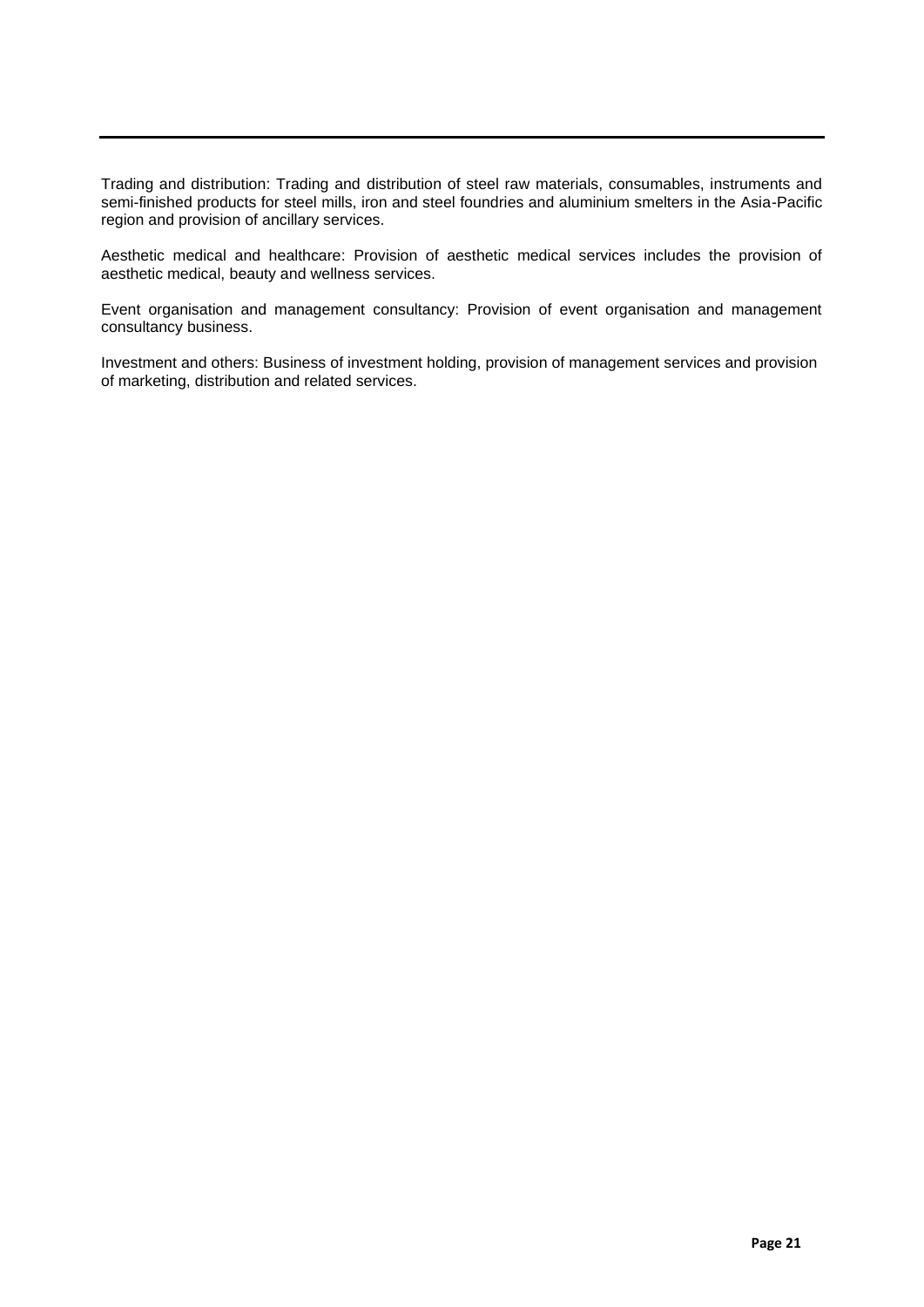Trading and distribution: Trading and distribution of steel raw materials, consumables, instruments and semi-finished products for steel mills, iron and steel foundries and aluminium smelters in the Asia-Pacific region and provision of ancillary services.

Aesthetic medical and healthcare: Provision of aesthetic medical services includes the provision of aesthetic medical, beauty and wellness services.

Event organisation and management consultancy: Provision of event organisation and management consultancy business.

Investment and others: Business of investment holding, provision of management services and provision of marketing, distribution and related services.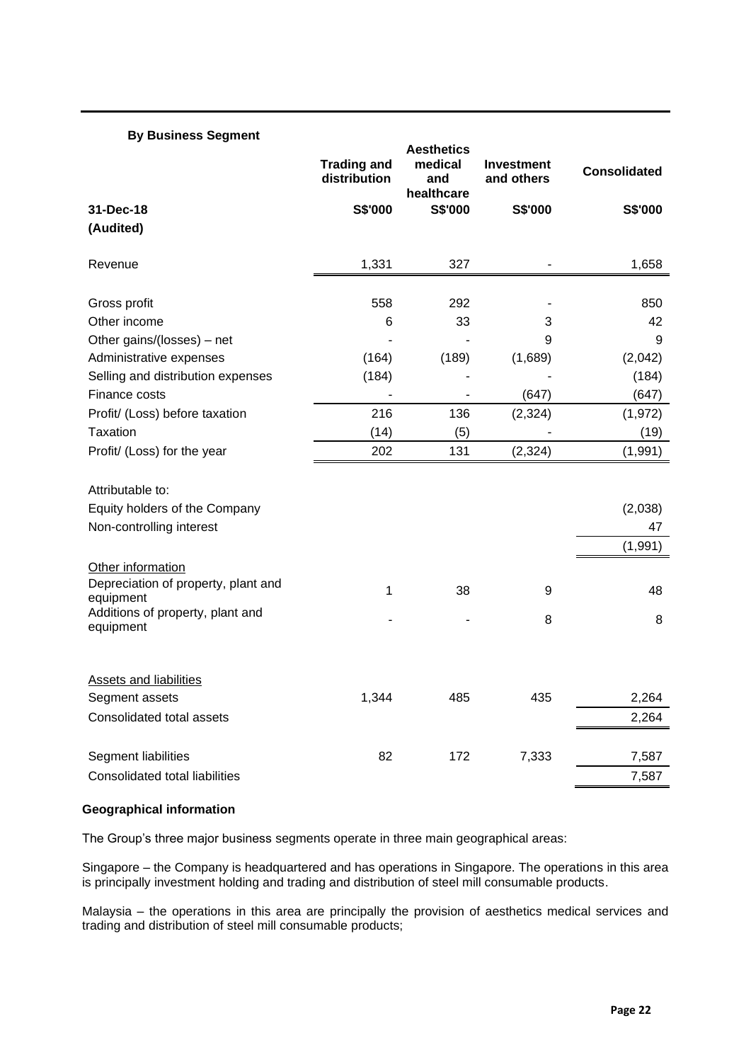### By Business Segment

| 31-Dec-18 (Audited) | Trading and distribution S$'000 | Aesthetics medical and healthcare S$'000 | Investment and others S$'000 | Consolidated S$'000 |
|---|---|---|---|---|
| Revenue | 1,331 | 327 | - | 1,658 |
| | | | | |
| Gross profit | 558 | 292 | - | 850 |
| Other income | 6 | 33 | 3 | 42 |
| Other gains/(losses) – net | - | - | 9 | 9 |
| Administrative expenses | (164) | (189) | (1,689) | (2,042) |
| Selling and distribution expenses | (184) | - | - | (184) |
| Finance costs | - | - | (647) | (647) |
| Profit/ (Loss) before taxation | 216 | 136 | (2,324) | (1,972) |
| Taxation | (14) | (5) | - | (19) |
| Profit/ (Loss) for the year | 202 | 131 | (2,324) | (1,991) |
| | | | | |
| Attributable to: | | | | |
| Equity holders of the Company | | | | (2,038) |
| Non-controlling interest | | | | 47 |
| | | | | (1,991) |
| Other information | | | | |
| Depreciation of property, plant and equipment | 1 | 38 | 9 | 48 |
| Additions of property, plant and equipment | - | - | 8 | 8 |
| | | | | |
| Assets and liabilities | | | | |
| Segment assets | 1,344 | 485 | 435 | 2,264 |
| Consolidated total assets | | | | 2,264 |
| | | | | |
| Segment liabilities | 82 | 172 | 7,333 | 7,587 |
| Consolidated total liabilities | | | | 7,587 |

**Geographical information**

The Group's three major business segments operate in three main geographical areas:

Singapore – the Company is headquartered and has operations in Singapore. The operations in this area is principally investment holding and trading and distribution of steel mill consumable products.

Malaysia – the operations in this area are principally the provision of aesthetics medical services and trading and distribution of steel mill consumable products;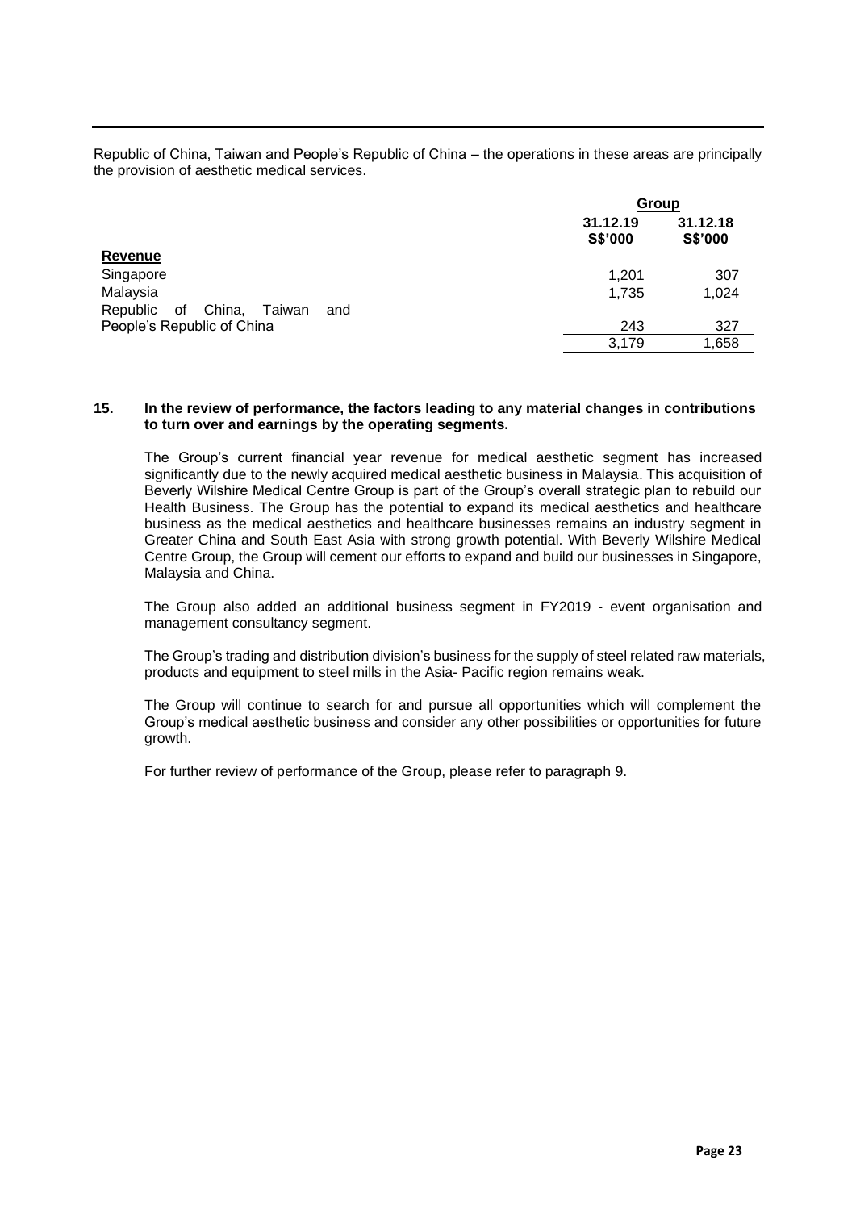Republic of China, Taiwan and People's Republic of China – the operations in these areas are principally the provision of aesthetic medical services.

| | Group | |
|---|---|---|
| | 31.12.19<br>S$'000 | 31.12.18<br>S$'000 |
| **Revenue** | | |
| Singapore | 1,201 | 307 |
| Malaysia | 1,735 | 1,024 |
| Republic of China, Taiwan and People's Republic of China | 243 | 327 |
| | 3,179 | 1,658 |

**15. In the review of performance, the factors leading to any material changes in contributions to turn over and earnings by the operating segments.**

The Group's current financial year revenue for medical aesthetic segment has increased significantly due to the newly acquired medical aesthetic business in Malaysia. This acquisition of Beverly Wilshire Medical Centre Group is part of the Group's overall strategic plan to rebuild our Health Business. The Group has the potential to expand its medical aesthetics and healthcare business as the medical aesthetics and healthcare businesses remains an industry segment in Greater China and South East Asia with strong growth potential. With Beverly Wilshire Medical Centre Group, the Group will cement our efforts to expand and build our businesses in Singapore, Malaysia and China.

The Group also added an additional business segment in FY2019 - event organisation and management consultancy segment.

The Group's trading and distribution division's business for the supply of steel related raw materials, products and equipment to steel mills in the Asia- Pacific region remains weak.

The Group will continue to search for and pursue all opportunities which will complement the Group's medical aesthetic business and consider any other possibilities or opportunities for future growth.

For further review of performance of the Group, please refer to paragraph 9.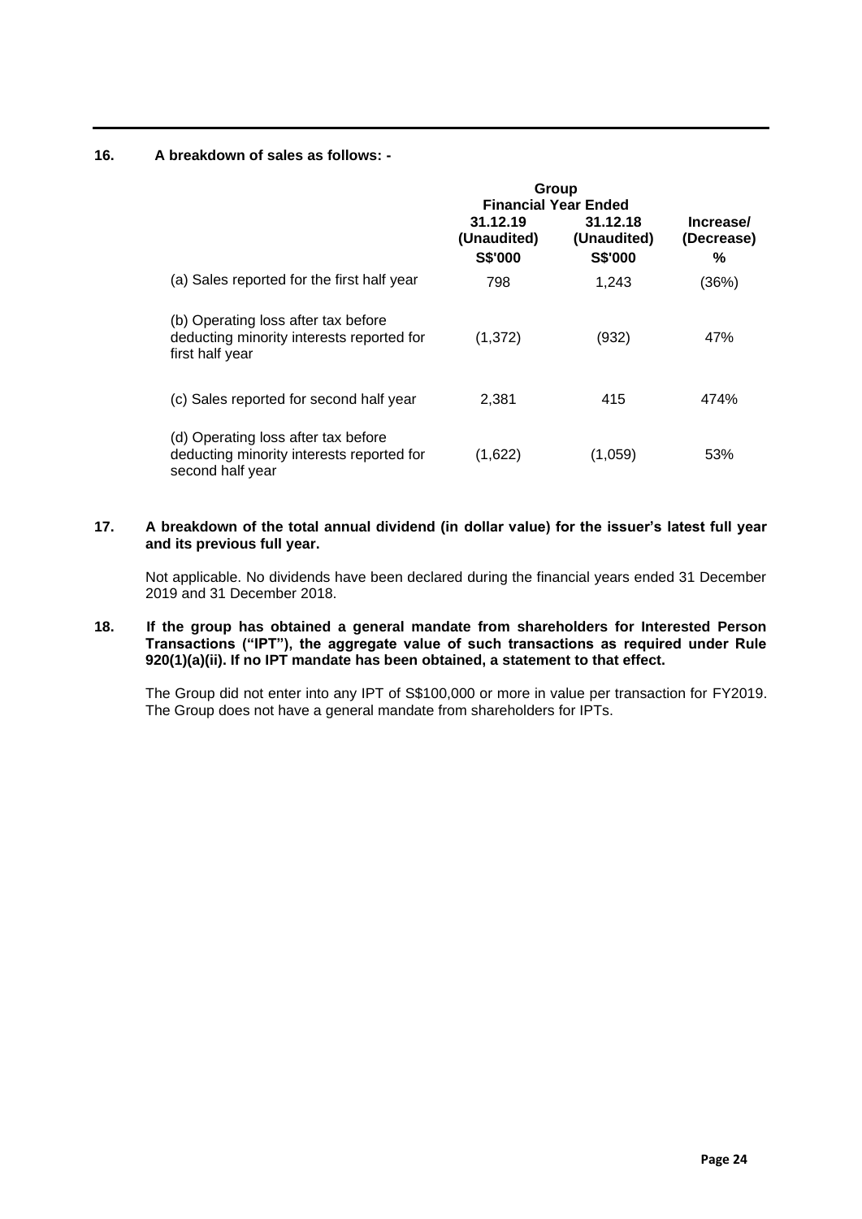**16. A breakdown of sales as follows: -**

| | Group | | |
|---|---|---|---|
| | Financial Year Ended | | |
| | 31.12.19 (Unaudited) S$'000 | 31.12.18 (Unaudited) S$'000 | Increase/ (Decrease) % |
| (a) Sales reported for the first half year | 798 | 1,243 | (36%) |
| (b) Operating loss after tax before deducting minority interests reported for first half year | (1,372) | (932) | 47% |
| (c) Sales reported for second half year | 2,381 | 415 | 474% |
| (d) Operating loss after tax before deducting minority interests reported for second half year | (1,622) | (1,059) | 53% |

**17. A breakdown of the total annual dividend (in dollar value) for the issuer's latest full year and its previous full year.**

Not applicable. No dividends have been declared during the financial years ended 31 December 2019 and 31 December 2018.

**18. If the group has obtained a general mandate from shareholders for Interested Person Transactions ("IPT"), the aggregate value of such transactions as required under Rule 920(1)(a)(ii). If no IPT mandate has been obtained, a statement to that effect.**

The Group did not enter into any IPT of S$100,000 or more in value per transaction for FY2019. The Group does not have a general mandate from shareholders for IPTs.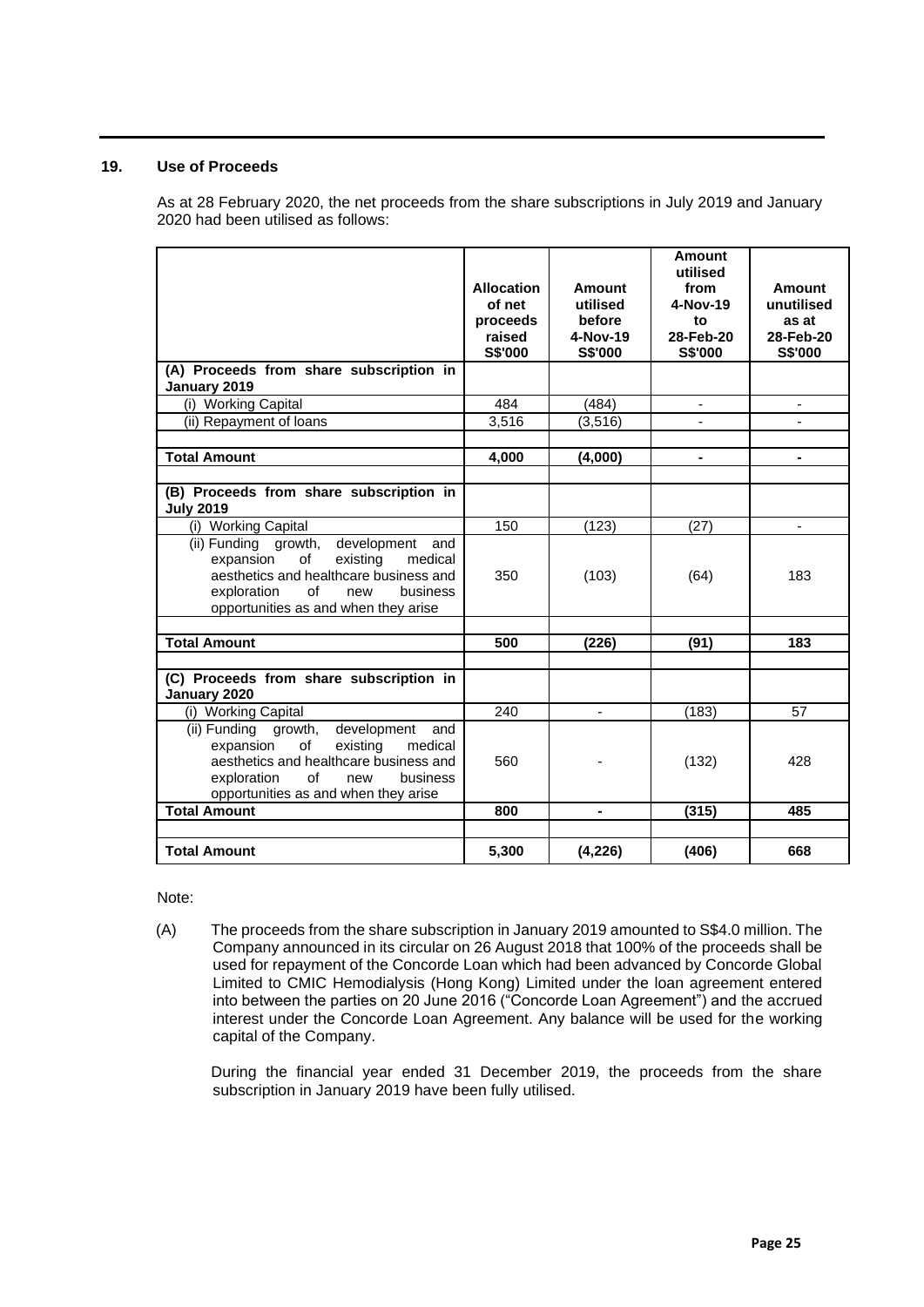## 19. Use of Proceeds

As at 28 February 2020, the net proceeds from the share subscriptions in July 2019 and January 2020 had been utilised as follows:

| | Allocation of net proceeds raised S$'000 | Amount utilised before 4-Nov-19 S$'000 | Amount utilised from 4-Nov-19 to 28-Feb-20 S$'000 | Amount unutilised as at 28-Feb-20 S$'000 |
|---|---|---|---|---|
| **(A) Proceeds from share subscription in January 2019** | | | | |
| (i) Working Capital | 484 | (484) | - | - |
| (ii) Repayment of loans | 3,516 | (3,516) | - | - |
| | | | | |
| **Total Amount** | **4,000** | **(4,000)** | **-** | **-** |
| | | | | |
| **(B) Proceeds from share subscription in July 2019** | | | | |
| (i) Working Capital | 150 | (123) | (27) | - |
| (ii) Funding growth, development and expansion of existing medical aesthetics and healthcare business and exploration of new business opportunities as and when they arise | 350 | (103) | (64) | 183 |
| | | | | |
| **Total Amount** | **500** | **(226)** | **(91)** | **183** |
| | | | | |
| **(C) Proceeds from share subscription in January 2020** | | | | |
| (i) Working Capital | 240 | - | (183) | 57 |
| (ii) Funding growth, development and expansion of existing medical aesthetics and healthcare business and exploration of new business opportunities as and when they arise | 560 | - | (132) | 428 |
| **Total Amount** | **800** | **-** | **(315)** | **485** |
| | | | | |
| **Total Amount** | **5,300** | **(4,226)** | **(406)** | **668** |

Note:

(A) The proceeds from the share subscription in January 2019 amounted to S$4.0 million. The Company announced in its circular on 26 August 2018 that 100% of the proceeds shall be used for repayment of the Concorde Loan which had been advanced by Concorde Global Limited to CMIC Hemodialysis (Hong Kong) Limited under the loan agreement entered into between the parties on 20 June 2016 ("Concorde Loan Agreement") and the accrued interest under the Concorde Loan Agreement. Any balance will be used for the working capital of the Company.

During the financial year ended 31 December 2019, the proceeds from the share subscription in January 2019 have been fully utilised.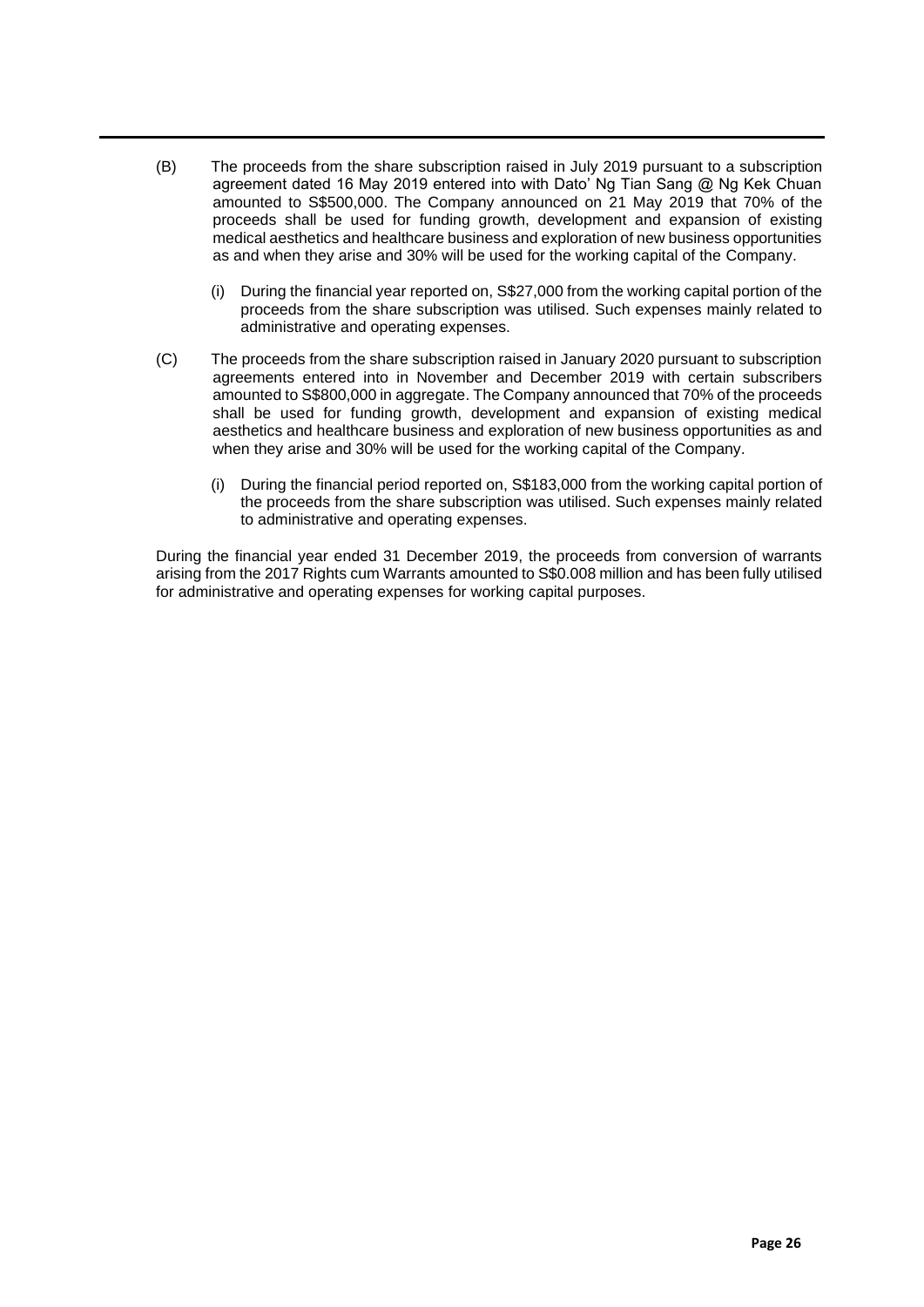(B) The proceeds from the share subscription raised in July 2019 pursuant to a subscription agreement dated 16 May 2019 entered into with Dato' Ng Tian Sang @ Ng Kek Chuan amounted to S$500,000. The Company announced on 21 May 2019 that 70% of the proceeds shall be used for funding growth, development and expansion of existing medical aesthetics and healthcare business and exploration of new business opportunities as and when they arise and 30% will be used for the working capital of the Company.

   (i) During the financial year reported on, S$27,000 from the working capital portion of the proceeds from the share subscription was utilised. Such expenses mainly related to administrative and operating expenses.

(C) The proceeds from the share subscription raised in January 2020 pursuant to subscription agreements entered into in November and December 2019 with certain subscribers amounted to S$800,000 in aggregate. The Company announced that 70% of the proceeds shall be used for funding growth, development and expansion of existing medical aesthetics and healthcare business and exploration of new business opportunities as and when they arise and 30% will be used for the working capital of the Company.

   (i) During the financial period reported on, S$183,000 from the working capital portion of the proceeds from the share subscription was utilised. Such expenses mainly related to administrative and operating expenses.

During the financial year ended 31 December 2019, the proceeds from conversion of warrants arising from the 2017 Rights cum Warrants amounted to S$0.008 million and has been fully utilised for administrative and operating expenses for working capital purposes.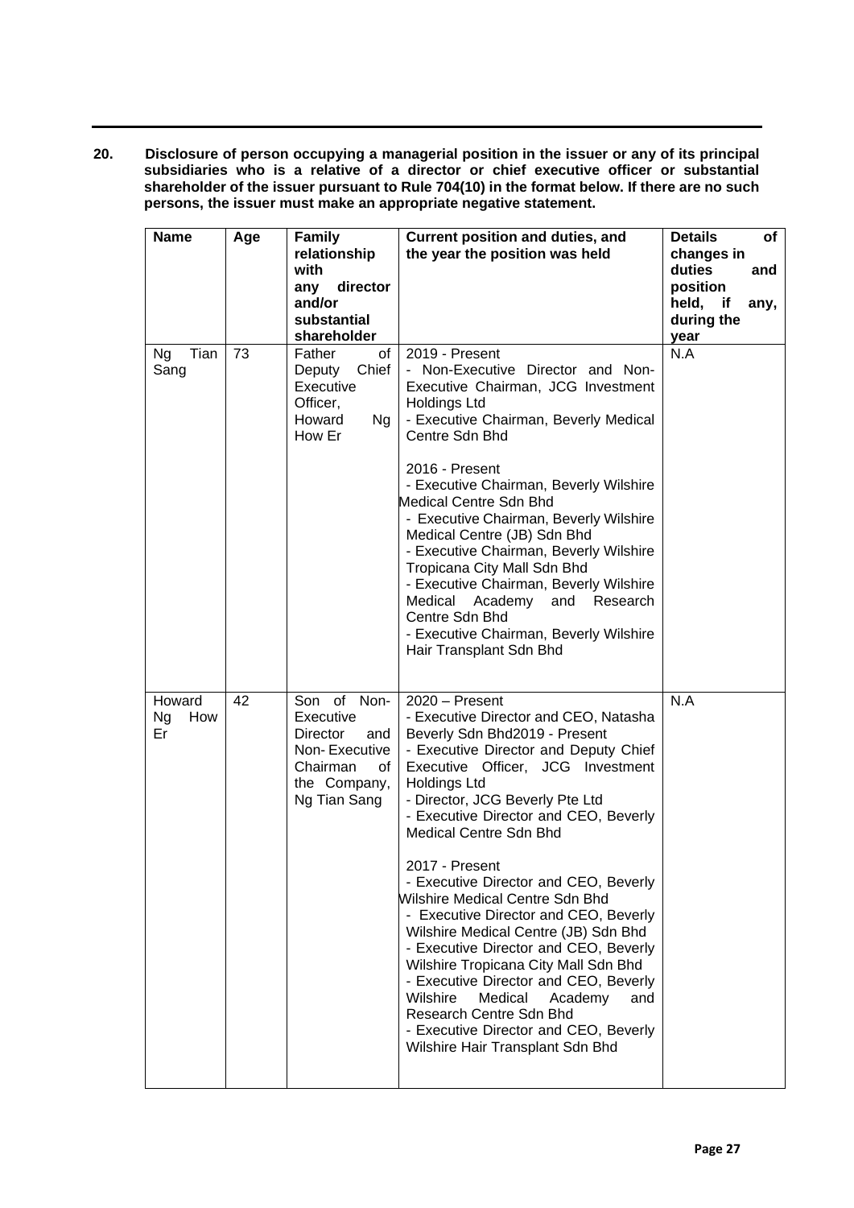**20. Disclosure of person occupying a managerial position in the issuer or any of its principal subsidiaries who is a relative of a director or chief executive officer or substantial shareholder of the issuer pursuant to Rule 704(10) in the format below. If there are no such persons, the issuer must make an appropriate negative statement.**

| Name | Age | Family relationship with any director and/or substantial shareholder | Current position and duties, and the year the position was held | Details of changes in duties and position held, if any, during the year |
|---|---|---|---|---|
| Ng Tian Sang | 73 | Father of Deputy Chief Executive Officer, Howard Ng How Er | 2019 - Present<br>- Non-Executive Director and Non-Executive Chairman, JCG Investment Holdings Ltd<br>- Executive Chairman, Beverly Medical Centre Sdn Bhd<br><br>2016 - Present<br>- Executive Chairman, Beverly Wilshire Medical Centre Sdn Bhd<br>- Executive Chairman, Beverly Wilshire Medical Centre (JB) Sdn Bhd<br>- Executive Chairman, Beverly Wilshire Tropicana City Mall Sdn Bhd<br>- Executive Chairman, Beverly Wilshire Medical Academy and Research Centre Sdn Bhd<br>- Executive Chairman, Beverly Wilshire Hair Transplant Sdn Bhd | N.A |
| Howard Ng How Er | 42 | Son of Non-Executive Director and Non-Executive Chairman of the Company, Ng Tian Sang | 2020 – Present<br>- Executive Director and CEO, Natasha Beverly Sdn Bhd2019 - Present<br>- Executive Director and Deputy Chief Executive Officer, JCG Investment Holdings Ltd<br>- Director, JCG Beverly Pte Ltd<br>- Executive Director and CEO, Beverly Medical Centre Sdn Bhd<br><br>2017 - Present<br>- Executive Director and CEO, Beverly Wilshire Medical Centre Sdn Bhd<br>- Executive Director and CEO, Beverly Wilshire Medical Centre (JB) Sdn Bhd<br>- Executive Director and CEO, Beverly Wilshire Tropicana City Mall Sdn Bhd<br>- Executive Director and CEO, Beverly Wilshire Medical Academy and Research Centre Sdn Bhd<br>- Executive Director and CEO, Beverly Wilshire Hair Transplant Sdn Bhd | N.A |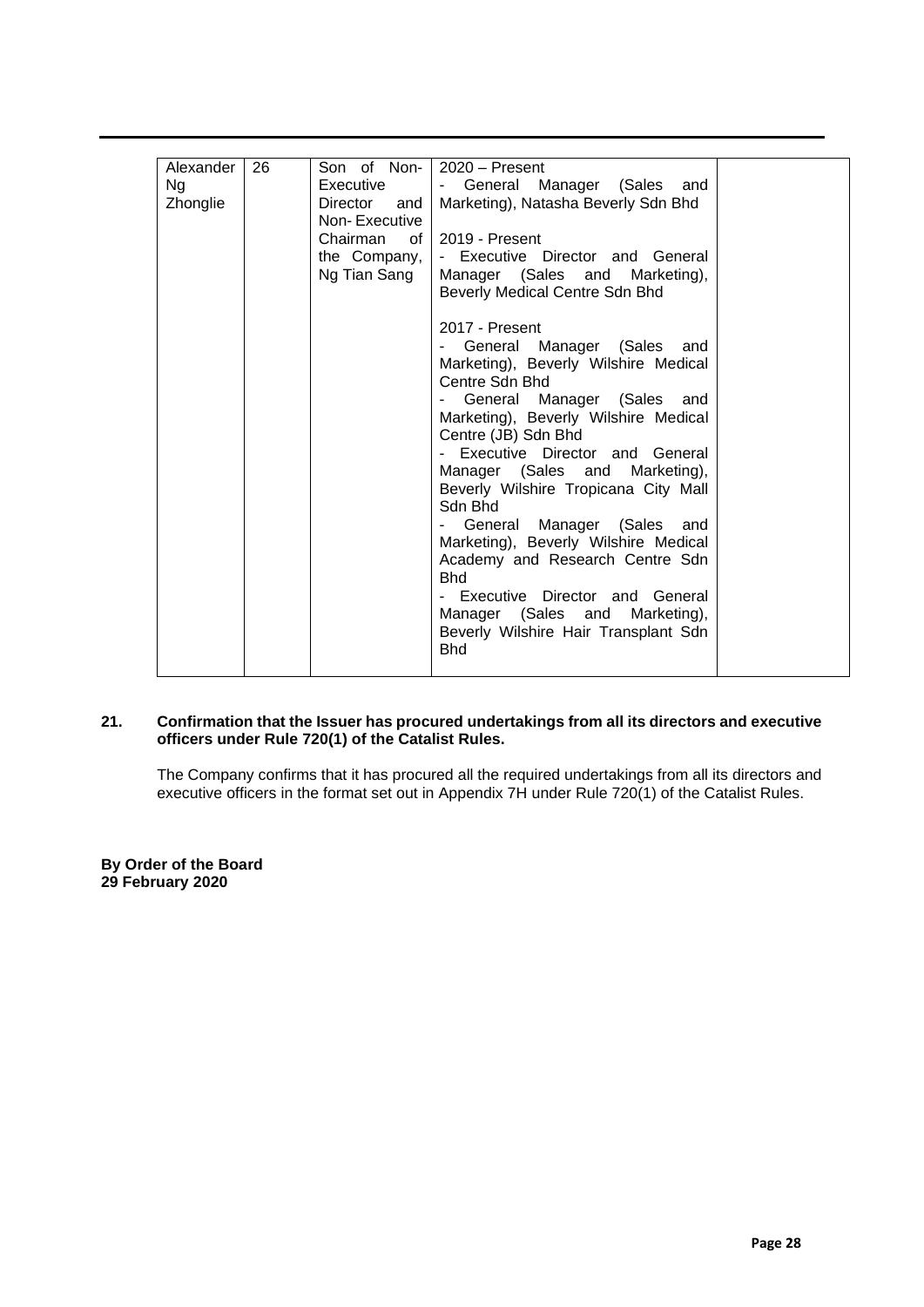| | | | | |
|---|---|---|---|---|
| Alexander Ng Zhonglie | 26 | Son of Non-Executive Director and Non- Executive Chairman of the Company, Ng Tian Sang | 2020 – Present<br>- General Manager (Sales and Marketing), Natasha Beverly Sdn Bhd<br><br>2019 - Present<br>- Executive Director and General Manager (Sales and Marketing), Beverly Medical Centre Sdn Bhd<br><br>2017 - Present<br>- General Manager (Sales and Marketing), Beverly Wilshire Medical Centre Sdn Bhd<br>- General Manager (Sales and Marketing), Beverly Wilshire Medical Centre (JB) Sdn Bhd<br>- Executive Director and General Manager (Sales and Marketing), Beverly Wilshire Tropicana City Mall Sdn Bhd<br>- General Manager (Sales and Marketing), Beverly Wilshire Medical Academy and Research Centre Sdn Bhd<br>- Executive Director and General Manager (Sales and Marketing), Beverly Wilshire Hair Transplant Sdn Bhd | |

**21. Confirmation that the Issuer has procured undertakings from all its directors and executive officers under Rule 720(1) of the Catalist Rules.**

The Company confirms that it has procured all the required undertakings from all its directors and executive officers in the format set out in Appendix 7H under Rule 720(1) of the Catalist Rules.

**By Order of the Board**
**29 February 2020**